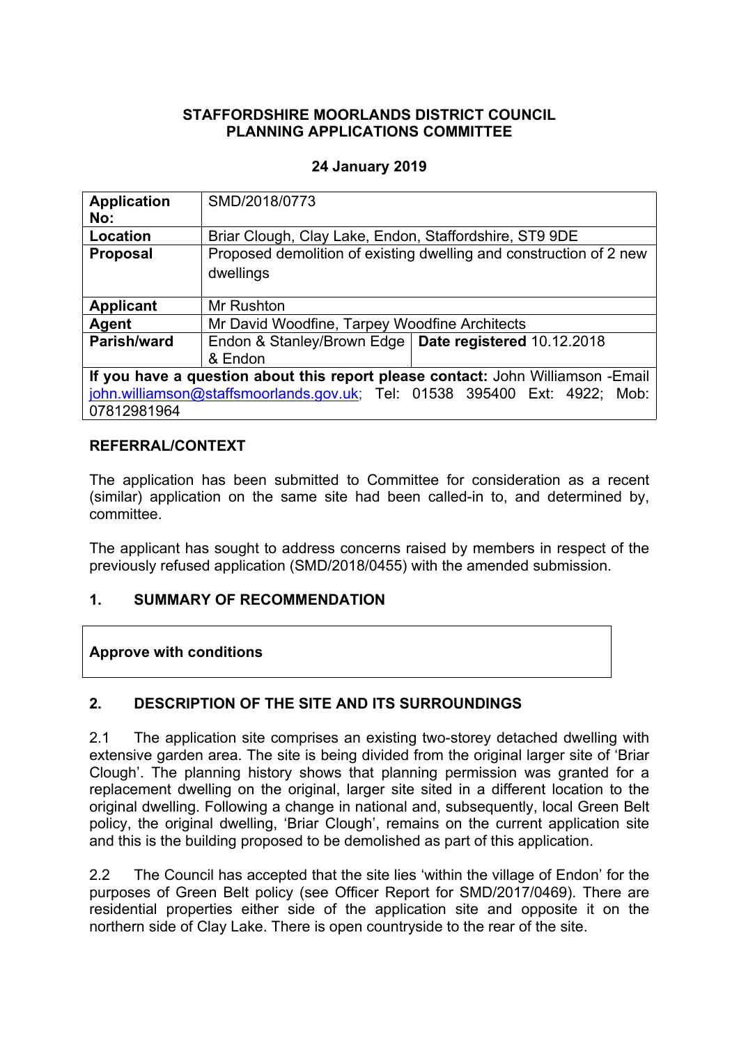**STAFFORDSHIRE MOORLANDS DISTRICT COUNCIL**
**PLANNING APPLICATIONS COMMITTEE**

**24 January 2019**

| | | |
|---|---|---|
| **Application No:** | SMD/2018/0773 | |
| **Location** | Briar Clough, Clay Lake, Endon, Staffordshire, ST9 9DE | |
| **Proposal** | Proposed demolition of existing dwelling and construction of 2 new dwellings | |
| **Applicant** | Mr Rushton | |
| **Agent** | Mr David Woodfine, Tarpey Woodfine Architects | |
| **Parish/ward** | Endon & Stanley/Brown Edge & Endon | **Date registered** 10.12.2018 |
| **If you have a question about this report please contact:** John Williamson -Email john.williamson@staffsmoorlands.gov.uk; Tel: 01538 395400 Ext: 4922; Mob: 07812981964 | | |

## REFERRAL/CONTEXT

The application has been submitted to Committee for consideration as a recent (similar) application on the same site had been called-in to, and determined by, committee.

The applicant has sought to address concerns raised by members in respect of the previously refused application (SMD/2018/0455) with the amended submission.

## 1. SUMMARY OF RECOMMENDATION

**Approve with conditions**

## 2. DESCRIPTION OF THE SITE AND ITS SURROUNDINGS

2.1 The application site comprises an existing two-storey detached dwelling with extensive garden area. The site is being divided from the original larger site of 'Briar Clough'. The planning history shows that planning permission was granted for a replacement dwelling on the original, larger site sited in a different location to the original dwelling. Following a change in national and, subsequently, local Green Belt policy, the original dwelling, 'Briar Clough', remains on the current application site and this is the building proposed to be demolished as part of this application.

2.2 The Council has accepted that the site lies 'within the village of Endon' for the purposes of Green Belt policy (see Officer Report for SMD/2017/0469). There are residential properties either side of the application site and opposite it on the northern side of Clay Lake. There is open countryside to the rear of the site.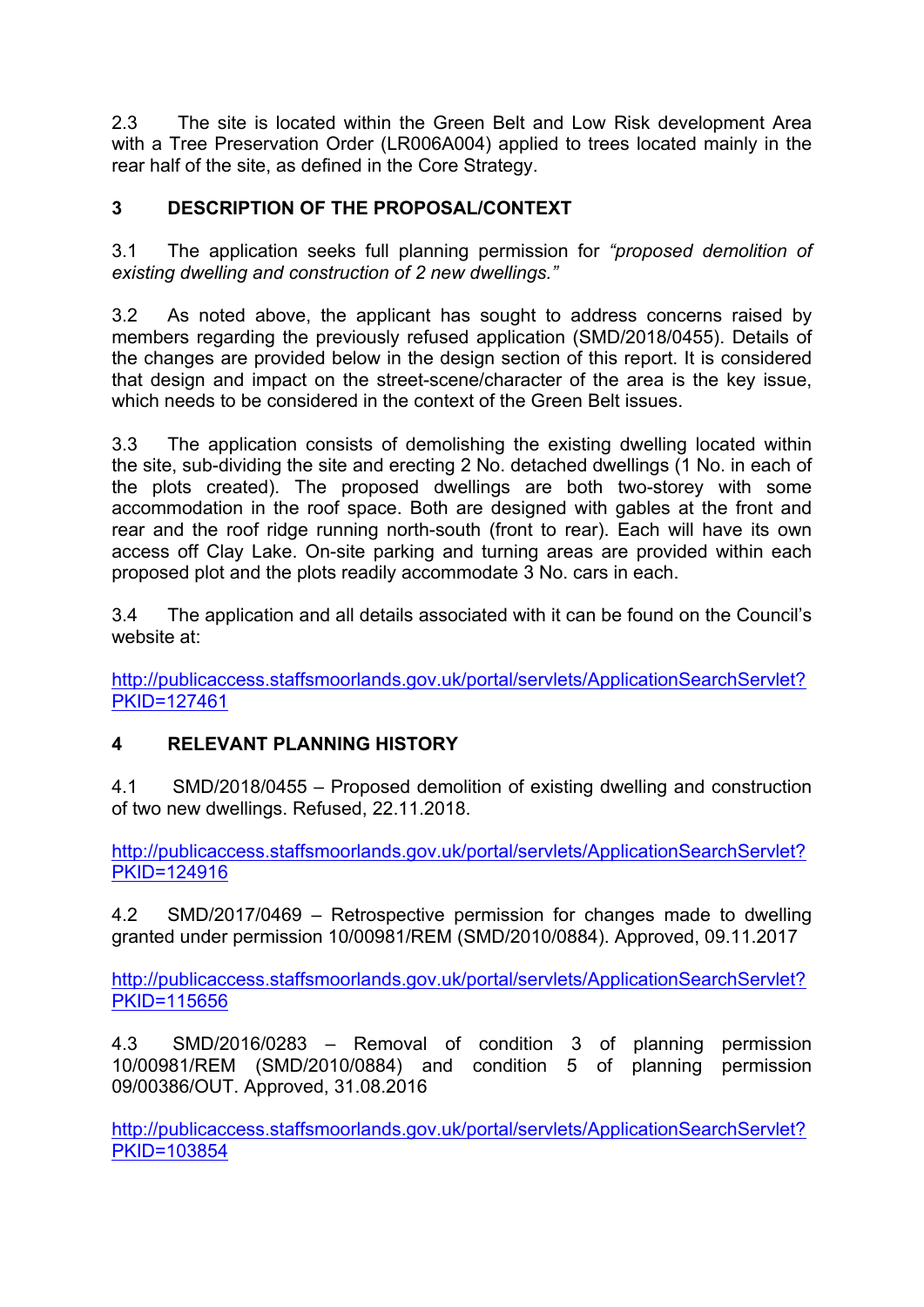2.3 The site is located within the Green Belt and Low Risk development Area with a Tree Preservation Order (LR006A004) applied to trees located mainly in the rear half of the site, as defined in the Core Strategy.

## 3 DESCRIPTION OF THE PROPOSAL/CONTEXT

3.1 The application seeks full planning permission for *"proposed demolition of existing dwelling and construction of 2 new dwellings."*

3.2 As noted above, the applicant has sought to address concerns raised by members regarding the previously refused application (SMD/2018/0455). Details of the changes are provided below in the design section of this report. It is considered that design and impact on the street-scene/character of the area is the key issue, which needs to be considered in the context of the Green Belt issues.

3.3 The application consists of demolishing the existing dwelling located within the site, sub-dividing the site and erecting 2 No. detached dwellings (1 No. in each of the plots created). The proposed dwellings are both two-storey with some accommodation in the roof space. Both are designed with gables at the front and rear and the roof ridge running north-south (front to rear). Each will have its own access off Clay Lake. On-site parking and turning areas are provided within each proposed plot and the plots readily accommodate 3 No. cars in each.

3.4 The application and all details associated with it can be found on the Council's website at:

http://publicaccess.staffsmoorlands.gov.uk/portal/servlets/ApplicationSearchServlet?PKID=127461

## 4 RELEVANT PLANNING HISTORY

4.1 SMD/2018/0455 – Proposed demolition of existing dwelling and construction of two new dwellings. Refused, 22.11.2018.

http://publicaccess.staffsmoorlands.gov.uk/portal/servlets/ApplicationSearchServlet?PKID=124916

4.2 SMD/2017/0469 – Retrospective permission for changes made to dwelling granted under permission 10/00981/REM (SMD/2010/0884). Approved, 09.11.2017

http://publicaccess.staffsmoorlands.gov.uk/portal/servlets/ApplicationSearchServlet?PKID=115656

4.3 SMD/2016/0283 – Removal of condition 3 of planning permission 10/00981/REM (SMD/2010/0884) and condition 5 of planning permission 09/00386/OUT. Approved, 31.08.2016

http://publicaccess.staffsmoorlands.gov.uk/portal/servlets/ApplicationSearchServlet?PKID=103854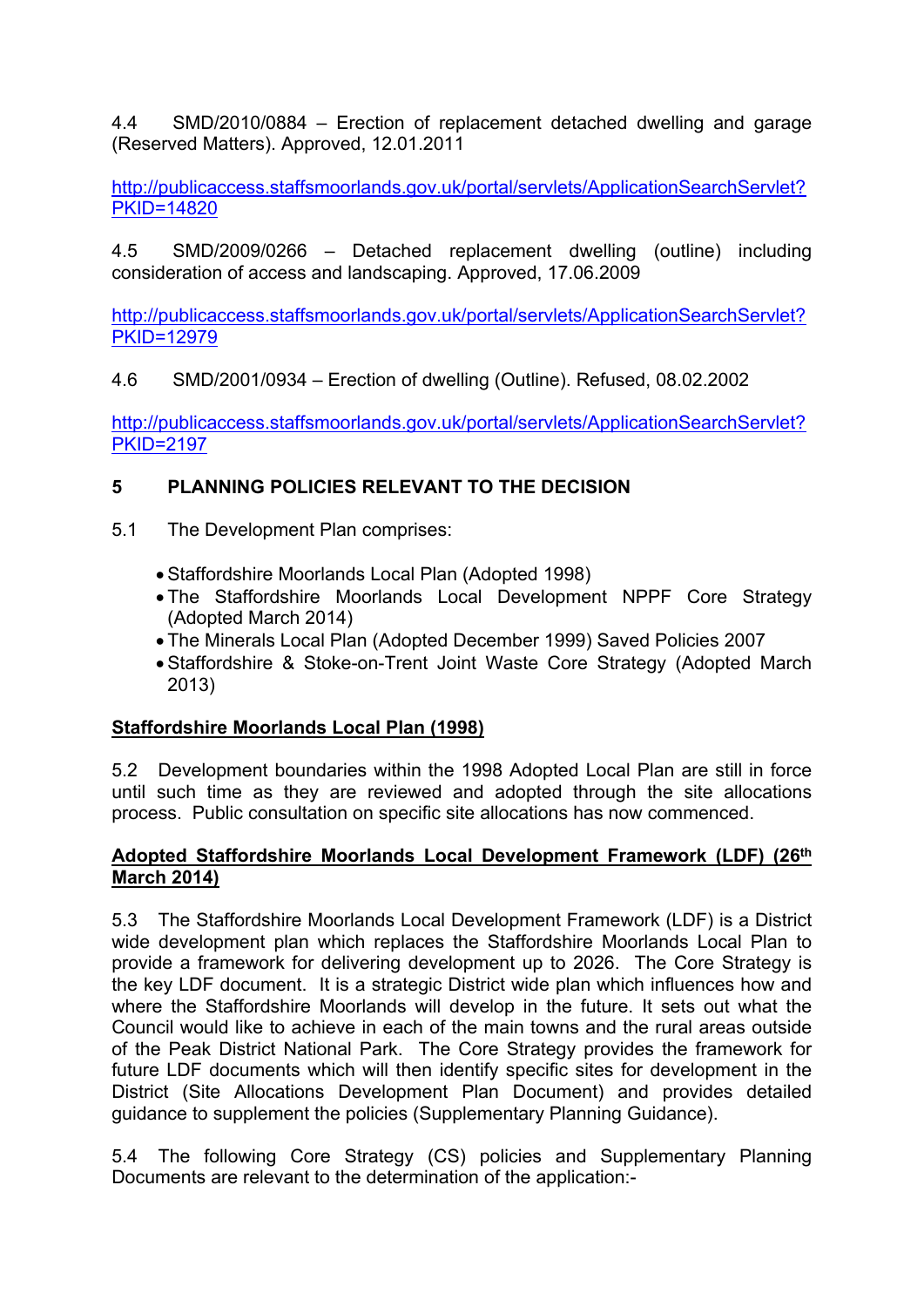4.4 SMD/2010/0884 – Erection of replacement detached dwelling and garage (Reserved Matters). Approved, 12.01.2011

http://publicaccess.staffsmoorlands.gov.uk/portal/servlets/ApplicationSearchServlet?PKID=14820

4.5 SMD/2009/0266 – Detached replacement dwelling (outline) including consideration of access and landscaping. Approved, 17.06.2009

http://publicaccess.staffsmoorlands.gov.uk/portal/servlets/ApplicationSearchServlet?PKID=12979

4.6 SMD/2001/0934 – Erection of dwelling (Outline). Refused, 08.02.2002

http://publicaccess.staffsmoorlands.gov.uk/portal/servlets/ApplicationSearchServlet?PKID=2197

## 5 PLANNING POLICIES RELEVANT TO THE DECISION

5.1 The Development Plan comprises:

- Staffordshire Moorlands Local Plan (Adopted 1998)
- The Staffordshire Moorlands Local Development NPPF Core Strategy (Adopted March 2014)
- The Minerals Local Plan (Adopted December 1999) Saved Policies 2007
- Staffordshire & Stoke-on-Trent Joint Waste Core Strategy (Adopted March 2013)

**Staffordshire Moorlands Local Plan (1998)**

5.2 Development boundaries within the 1998 Adopted Local Plan are still in force until such time as they are reviewed and adopted through the site allocations process. Public consultation on specific site allocations has now commenced.

**Adopted Staffordshire Moorlands Local Development Framework (LDF) (26th March 2014)**

5.3 The Staffordshire Moorlands Local Development Framework (LDF) is a District wide development plan which replaces the Staffordshire Moorlands Local Plan to provide a framework for delivering development up to 2026. The Core Strategy is the key LDF document. It is a strategic District wide plan which influences how and where the Staffordshire Moorlands will develop in the future. It sets out what the Council would like to achieve in each of the main towns and the rural areas outside of the Peak District National Park. The Core Strategy provides the framework for future LDF documents which will then identify specific sites for development in the District (Site Allocations Development Plan Document) and provides detailed guidance to supplement the policies (Supplementary Planning Guidance).

5.4 The following Core Strategy (CS) policies and Supplementary Planning Documents are relevant to the determination of the application:-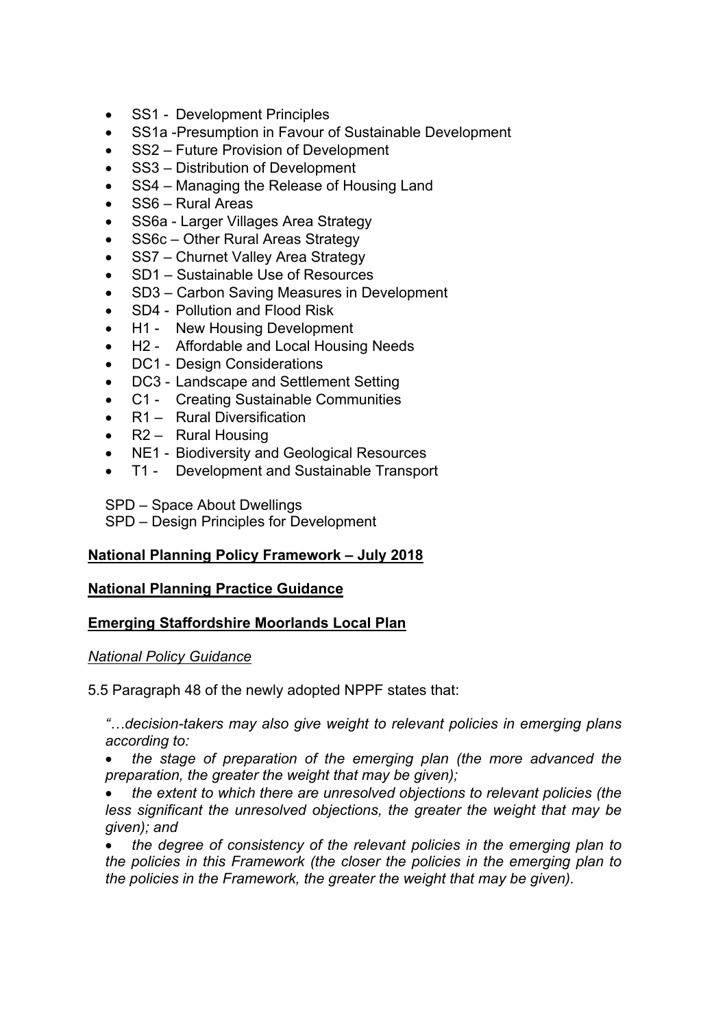- SS1 - Development Principles
- SS1a -Presumption in Favour of Sustainable Development
- SS2 – Future Provision of Development
- SS3 – Distribution of Development
- SS4 – Managing the Release of Housing Land
- SS6 – Rural Areas
- SS6a - Larger Villages Area Strategy
- SS6c – Other Rural Areas Strategy
- SS7 – Churnet Valley Area Strategy
- SD1 – Sustainable Use of Resources
- SD3 – Carbon Saving Measures in Development
- SD4 - Pollution and Flood Risk
- H1 - New Housing Development
- H2 - Affordable and Local Housing Needs
- DC1 - Design Considerations
- DC3 - Landscape and Settlement Setting
- C1 - Creating Sustainable Communities
- R1 – Rural Diversification
- R2 – Rural Housing
- NE1 - Biodiversity and Geological Resources
- T1 - Development and Sustainable Transport

SPD – Space About Dwellings
SPD – Design Principles for Development

**<u>National Planning Policy Framework – July 2018</u>**

**<u>National Planning Practice Guidance</u>**

**<u>Emerging Staffordshire Moorlands Local Plan</u>**

*<u>National Policy Guidance</u>*

5.5 Paragraph 48 of the newly adopted NPPF states that:

*"…decision-takers may also give weight to relevant policies in emerging plans according to:*

- *the stage of preparation of the emerging plan (the more advanced the preparation, the greater the weight that may be given);*
- *the extent to which there are unresolved objections to relevant policies (the less significant the unresolved objections, the greater the weight that may be given); and*
- *the degree of consistency of the relevant policies in the emerging plan to the policies in this Framework (the closer the policies in the emerging plan to the policies in the Framework, the greater the weight that may be given).*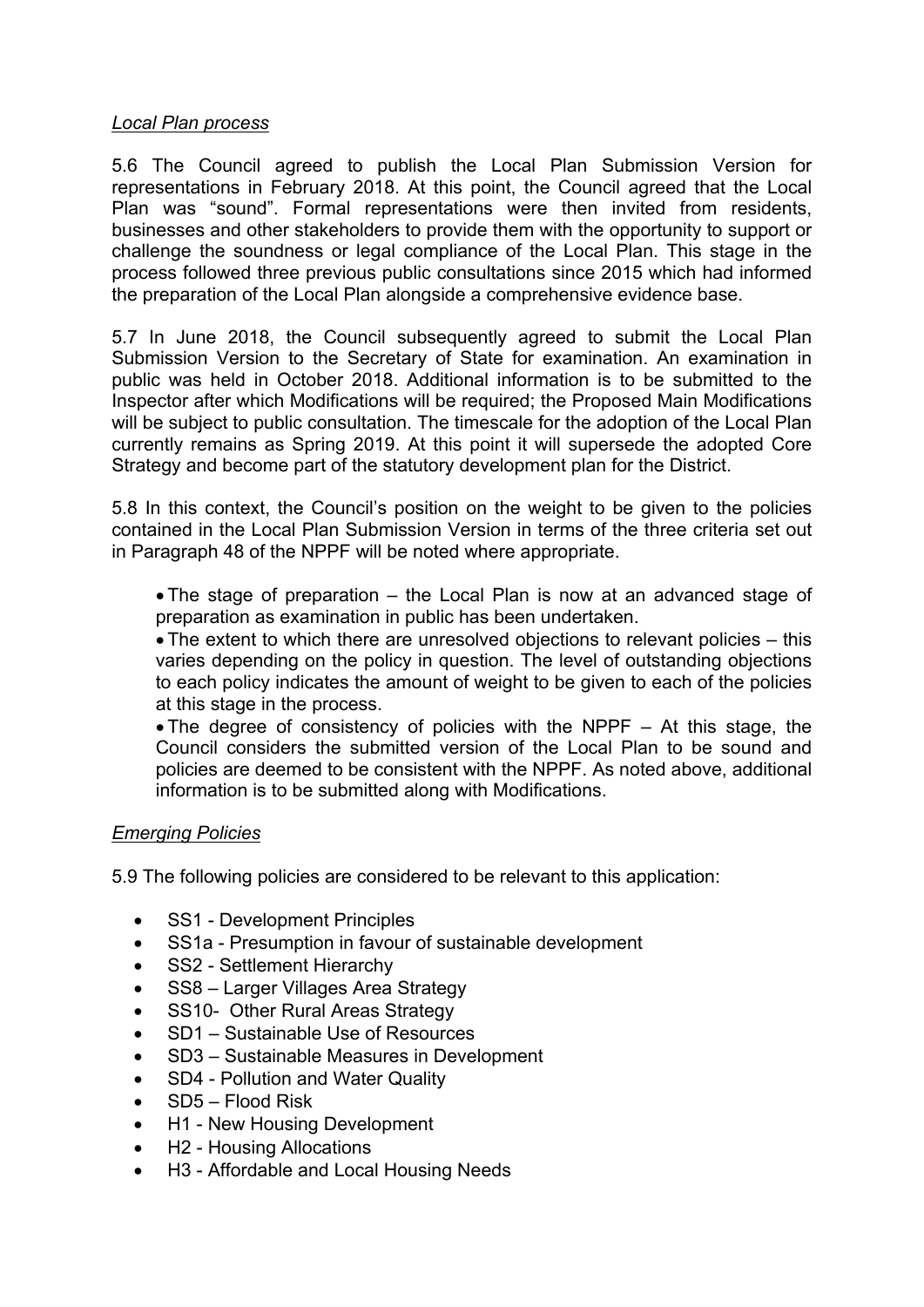*Local Plan process*

5.6 The Council agreed to publish the Local Plan Submission Version for representations in February 2018. At this point, the Council agreed that the Local Plan was "sound". Formal representations were then invited from residents, businesses and other stakeholders to provide them with the opportunity to support or challenge the soundness or legal compliance of the Local Plan. This stage in the process followed three previous public consultations since 2015 which had informed the preparation of the Local Plan alongside a comprehensive evidence base.

5.7 In June 2018, the Council subsequently agreed to submit the Local Plan Submission Version to the Secretary of State for examination. An examination in public was held in October 2018. Additional information is to be submitted to the Inspector after which Modifications will be required; the Proposed Main Modifications will be subject to public consultation. The timescale for the adoption of the Local Plan currently remains as Spring 2019. At this point it will supersede the adopted Core Strategy and become part of the statutory development plan for the District.

5.8 In this context, the Council's position on the weight to be given to the policies contained in the Local Plan Submission Version in terms of the three criteria set out in Paragraph 48 of the NPPF will be noted where appropriate.

- The stage of preparation – the Local Plan is now at an advanced stage of preparation as examination in public has been undertaken.
- The extent to which there are unresolved objections to relevant policies – this varies depending on the policy in question. The level of outstanding objections to each policy indicates the amount of weight to be given to each of the policies at this stage in the process.
- The degree of consistency of policies with the NPPF – At this stage, the Council considers the submitted version of the Local Plan to be sound and policies are deemed to be consistent with the NPPF. As noted above, additional information is to be submitted along with Modifications.

*Emerging Policies*

5.9 The following policies are considered to be relevant to this application:

- SS1 - Development Principles
- SS1a - Presumption in favour of sustainable development
- SS2 - Settlement Hierarchy
- SS8 – Larger Villages Area Strategy
- SS10- Other Rural Areas Strategy
- SD1 – Sustainable Use of Resources
- SD3 – Sustainable Measures in Development
- SD4 - Pollution and Water Quality
- SD5 – Flood Risk
- H1 - New Housing Development
- H2 - Housing Allocations
- H3 - Affordable and Local Housing Needs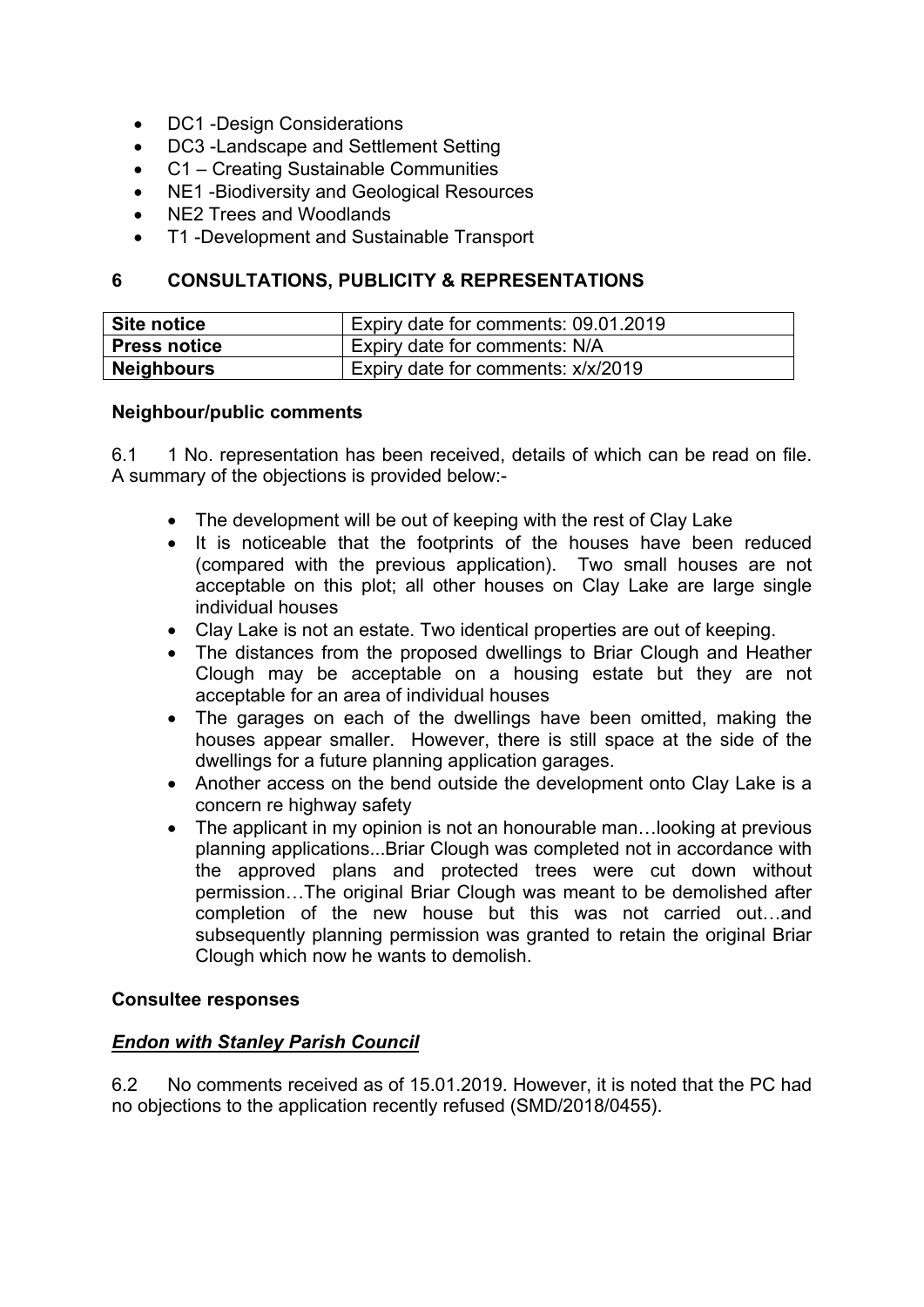- DC1 -Design Considerations
- DC3 -Landscape and Settlement Setting
- C1 – Creating Sustainable Communities
- NE1 -Biodiversity and Geological Resources
- NE2 Trees and Woodlands
- T1 -Development and Sustainable Transport

## 6 CONSULTATIONS, PUBLICITY & REPRESENTATIONS

| **Site notice** | Expiry date for comments: 09.01.2019 |
|---|---|
| **Press notice** | Expiry date for comments: N/A |
| **Neighbours** | Expiry date for comments: x/x/2019 |

**Neighbour/public comments**

6.1 1 No. representation has been received, details of which can be read on file. A summary of the objections is provided below:-

- The development will be out of keeping with the rest of Clay Lake
- It is noticeable that the footprints of the houses have been reduced (compared with the previous application). Two small houses are not acceptable on this plot; all other houses on Clay Lake are large single individual houses
- Clay Lake is not an estate. Two identical properties are out of keeping.
- The distances from the proposed dwellings to Briar Clough and Heather Clough may be acceptable on a housing estate but they are not acceptable for an area of individual houses
- The garages on each of the dwellings have been omitted, making the houses appear smaller. However, there is still space at the side of the dwellings for a future planning application garages.
- Another access on the bend outside the development onto Clay Lake is a concern re highway safety
- The applicant in my opinion is not an honourable man…looking at previous planning applications...Briar Clough was completed not in accordance with the approved plans and protected trees were cut down without permission…The original Briar Clough was meant to be demolished after completion of the new house but this was not carried out…and subsequently planning permission was granted to retain the original Briar Clough which now he wants to demolish.

**Consultee responses**

***Endon with Stanley Parish Council***

6.2 No comments received as of 15.01.2019. However, it is noted that the PC had no objections to the application recently refused (SMD/2018/0455).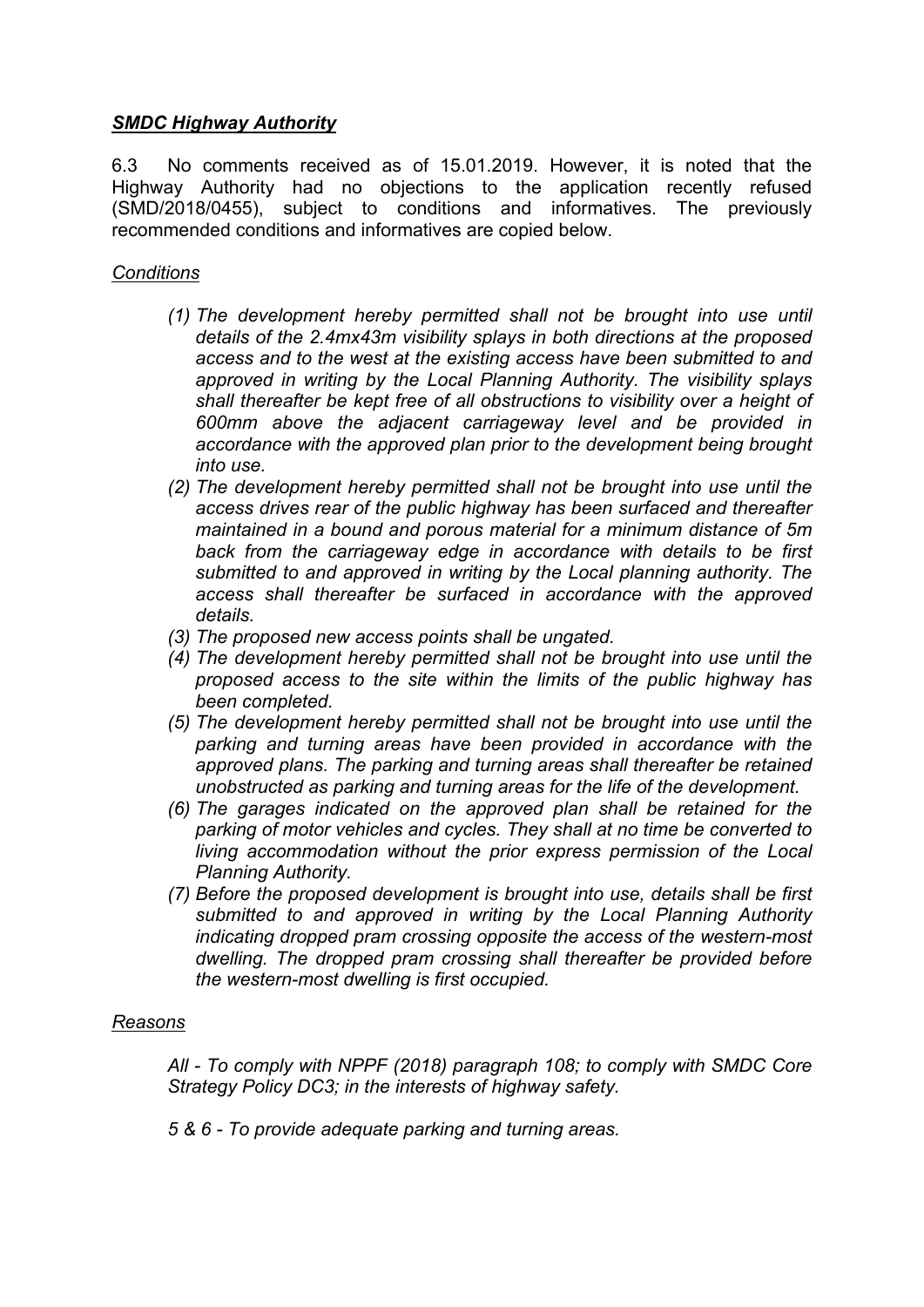***SMDC Highway Authority***

6.3 No comments received as of 15.01.2019. However, it is noted that the Highway Authority had no objections to the application recently refused (SMD/2018/0455), subject to conditions and informatives. The previously recommended conditions and informatives are copied below.

*Conditions*

*(1) The development hereby permitted shall not be brought into use until details of the 2.4mx43m visibility splays in both directions at the proposed access and to the west at the existing access have been submitted to and approved in writing by the Local Planning Authority. The visibility splays shall thereafter be kept free of all obstructions to visibility over a height of 600mm above the adjacent carriageway level and be provided in accordance with the approved plan prior to the development being brought into use.*

*(2) The development hereby permitted shall not be brought into use until the access drives rear of the public highway has been surfaced and thereafter maintained in a bound and porous material for a minimum distance of 5m back from the carriageway edge in accordance with details to be first submitted to and approved in writing by the Local planning authority. The access shall thereafter be surfaced in accordance with the approved details.*

*(3) The proposed new access points shall be ungated.*

*(4) The development hereby permitted shall not be brought into use until the proposed access to the site within the limits of the public highway has been completed.*

*(5) The development hereby permitted shall not be brought into use until the parking and turning areas have been provided in accordance with the approved plans. The parking and turning areas shall thereafter be retained unobstructed as parking and turning areas for the life of the development.*

*(6) The garages indicated on the approved plan shall be retained for the parking of motor vehicles and cycles. They shall at no time be converted to living accommodation without the prior express permission of the Local Planning Authority.*

*(7) Before the proposed development is brought into use, details shall be first submitted to and approved in writing by the Local Planning Authority indicating dropped pram crossing opposite the access of the western-most dwelling. The dropped pram crossing shall thereafter be provided before the western-most dwelling is first occupied.*

*Reasons*

*All - To comply with NPPF (2018) paragraph 108; to comply with SMDC Core Strategy Policy DC3; in the interests of highway safety.*

*5 & 6 - To provide adequate parking and turning areas.*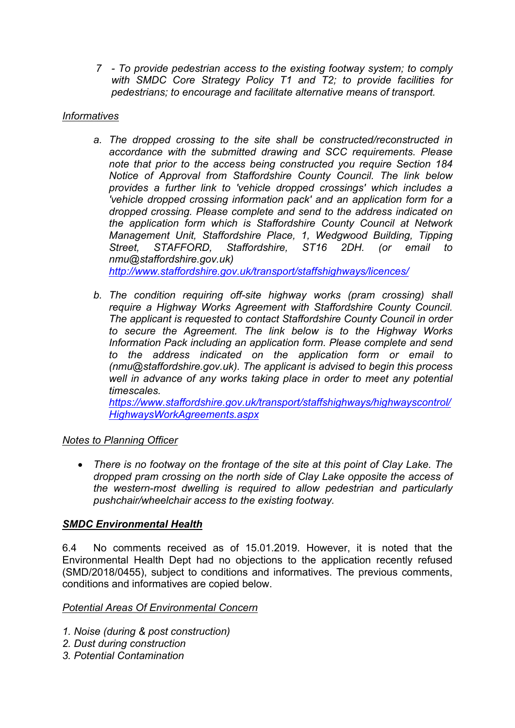*7 - To provide pedestrian access to the existing footway system; to comply with SMDC Core Strategy Policy T1 and T2; to provide facilities for pedestrians; to encourage and facilitate alternative means of transport.*

*Informatives*

*a. The dropped crossing to the site shall be constructed/reconstructed in accordance with the submitted drawing and SCC requirements. Please note that prior to the access being constructed you require Section 184 Notice of Approval from Staffordshire County Council. The link below provides a further link to 'vehicle dropped crossings' which includes a 'vehicle dropped crossing information pack' and an application form for a dropped crossing. Please complete and send to the address indicated on the application form which is Staffordshire County Council at Network Management Unit, Staffordshire Place, 1, Wedgwood Building, Tipping Street, STAFFORD, Staffordshire, ST16 2DH. (or email to nmu@staffordshire.gov.uk)*
*http://www.staffordshire.gov.uk/transport/staffshighways/licences/*

*b. The condition requiring off-site highway works (pram crossing) shall require a Highway Works Agreement with Staffordshire County Council. The applicant is requested to contact Staffordshire County Council in order to secure the Agreement. The link below is to the Highway Works Information Pack including an application form. Please complete and send to the address indicated on the application form or email to (nmu@staffordshire.gov.uk). The applicant is advised to begin this process well in advance of any works taking place in order to meet any potential timescales.*
*https://www.staffordshire.gov.uk/transport/staffshighways/highwayscontrol/HighwaysWorkAgreements.aspx*

*Notes to Planning Officer*

- *There is no footway on the frontage of the site at this point of Clay Lake. The dropped pram crossing on the north side of Clay Lake opposite the access of the western-most dwelling is required to allow pedestrian and particularly pushchair/wheelchair access to the existing footway.*

***SMDC Environmental Health***

6.4 No comments received as of 15.01.2019. However, it is noted that the Environmental Health Dept had no objections to the application recently refused (SMD/2018/0455), subject to conditions and informatives. The previous comments, conditions and informatives are copied below.

*Potential Areas Of Environmental Concern*

*1. Noise (during & post construction)*
*2. Dust during construction*
*3. Potential Contamination*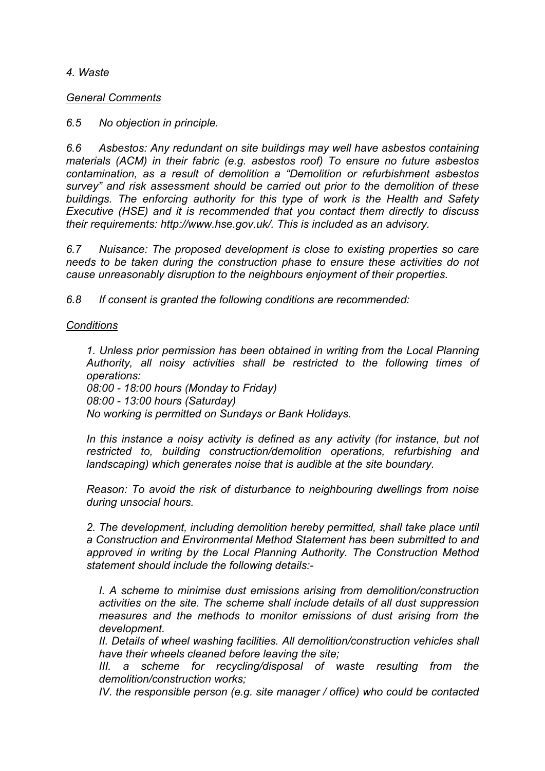*4. Waste*

*General Comments*

*6.5 No objection in principle.*

*6.6 Asbestos: Any redundant on site buildings may well have asbestos containing materials (ACM) in their fabric (e.g. asbestos roof) To ensure no future asbestos contamination, as a result of demolition a "Demolition or refurbishment asbestos survey" and risk assessment should be carried out prior to the demolition of these buildings. The enforcing authority for this type of work is the Health and Safety Executive (HSE) and it is recommended that you contact them directly to discuss their requirements: http://www.hse.gov.uk/. This is included as an advisory.*

*6.7 Nuisance: The proposed development is close to existing properties so care needs to be taken during the construction phase to ensure these activities do not cause unreasonably disruption to the neighbours enjoyment of their properties.*

*6.8 If consent is granted the following conditions are recommended:*

*Conditions*

*1. Unless prior permission has been obtained in writing from the Local Planning Authority, all noisy activities shall be restricted to the following times of operations:*
*08:00 - 18:00 hours (Monday to Friday)*
*08:00 - 13:00 hours (Saturday)*
*No working is permitted on Sundays or Bank Holidays.*

*In this instance a noisy activity is defined as any activity (for instance, but not restricted to, building construction/demolition operations, refurbishing and landscaping) which generates noise that is audible at the site boundary.*

*Reason: To avoid the risk of disturbance to neighbouring dwellings from noise during unsocial hours.*

*2. The development, including demolition hereby permitted, shall take place until a Construction and Environmental Method Statement has been submitted to and approved in writing by the Local Planning Authority. The Construction Method statement should include the following details:-*

*I. A scheme to minimise dust emissions arising from demolition/construction activities on the site. The scheme shall include details of all dust suppression measures and the methods to monitor emissions of dust arising from the development.*
*II. Details of wheel washing facilities. All demolition/construction vehicles shall have their wheels cleaned before leaving the site;*
*III. a scheme for recycling/disposal of waste resulting from the demolition/construction works;*
*IV. the responsible person (e.g. site manager / office) who could be contacted*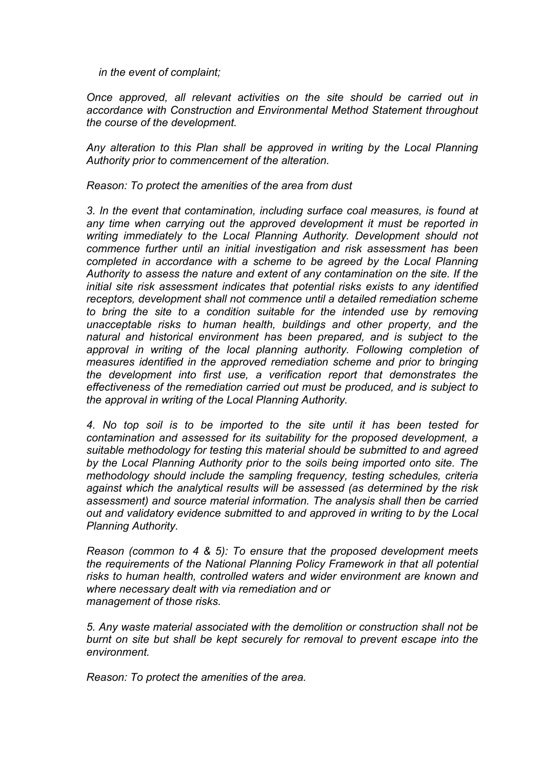*in the event of complaint;*

*Once approved, all relevant activities on the site should be carried out in accordance with Construction and Environmental Method Statement throughout the course of the development.*

*Any alteration to this Plan shall be approved in writing by the Local Planning Authority prior to commencement of the alteration.*

*Reason: To protect the amenities of the area from dust*

*3. In the event that contamination, including surface coal measures, is found at any time when carrying out the approved development it must be reported in writing immediately to the Local Planning Authority. Development should not commence further until an initial investigation and risk assessment has been completed in accordance with a scheme to be agreed by the Local Planning Authority to assess the nature and extent of any contamination on the site. If the initial site risk assessment indicates that potential risks exists to any identified receptors, development shall not commence until a detailed remediation scheme to bring the site to a condition suitable for the intended use by removing unacceptable risks to human health, buildings and other property, and the natural and historical environment has been prepared, and is subject to the approval in writing of the local planning authority. Following completion of measures identified in the approved remediation scheme and prior to bringing the development into first use, a verification report that demonstrates the effectiveness of the remediation carried out must be produced, and is subject to the approval in writing of the Local Planning Authority.*

*4. No top soil is to be imported to the site until it has been tested for contamination and assessed for its suitability for the proposed development, a suitable methodology for testing this material should be submitted to and agreed by the Local Planning Authority prior to the soils being imported onto site. The methodology should include the sampling frequency, testing schedules, criteria against which the analytical results will be assessed (as determined by the risk assessment) and source material information. The analysis shall then be carried out and validatory evidence submitted to and approved in writing to by the Local Planning Authority.*

*Reason (common to 4 & 5): To ensure that the proposed development meets the requirements of the National Planning Policy Framework in that all potential risks to human health, controlled waters and wider environment are known and where necessary dealt with via remediation and or management of those risks.*

*5. Any waste material associated with the demolition or construction shall not be burnt on site but shall be kept securely for removal to prevent escape into the environment.*

*Reason: To protect the amenities of the area.*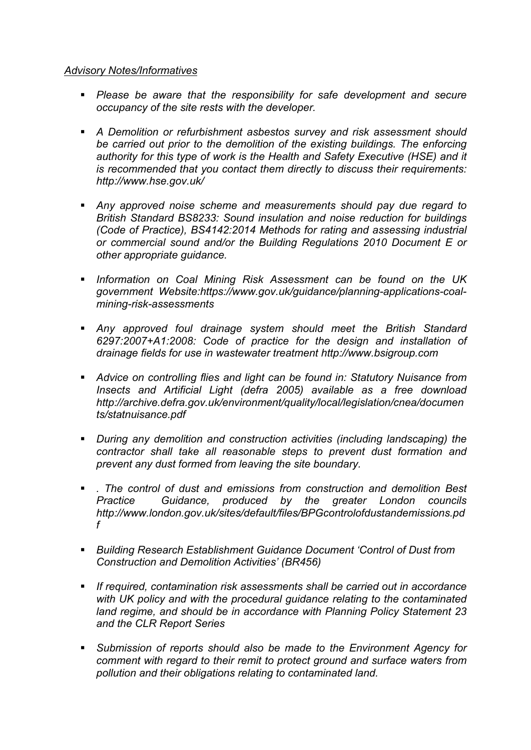*<u>Advisory Notes/Informatives</u>*

- *Please be aware that the responsibility for safe development and secure occupancy of the site rests with the developer.*

- *A Demolition or refurbishment asbestos survey and risk assessment should be carried out prior to the demolition of the existing buildings. The enforcing authority for this type of work is the Health and Safety Executive (HSE) and it is recommended that you contact them directly to discuss their requirements: http://www.hse.gov.uk/*

- *Any approved noise scheme and measurements should pay due regard to British Standard BS8233: Sound insulation and noise reduction for buildings (Code of Practice), BS4142:2014 Methods for rating and assessing industrial or commercial sound and/or the Building Regulations 2010 Document E or other appropriate guidance.*

- *Information on Coal Mining Risk Assessment can be found on the UK government Website:https://www.gov.uk/guidance/planning-applications-coal-mining-risk-assessments*

- *Any approved foul drainage system should meet the British Standard 6297:2007+A1:2008: Code of practice for the design and installation of drainage fields for use in wastewater treatment http://www.bsigroup.com*

- *Advice on controlling flies and light can be found in: Statutory Nuisance from Insects and Artificial Light (defra 2005) available as a free download http://archive.defra.gov.uk/environment/quality/local/legislation/cnea/documents/statnuisance.pdf*

- *During any demolition and construction activities (including landscaping) the contractor shall take all reasonable steps to prevent dust formation and prevent any dust formed from leaving the site boundary.*

- *. The control of dust and emissions from construction and demolition Best Practice Guidance, produced by the greater London councils http://www.london.gov.uk/sites/default/files/BPGcontrolofdustandemissions.pdf*

- *Building Research Establishment Guidance Document 'Control of Dust from Construction and Demolition Activities' (BR456)*

- *If required, contamination risk assessments shall be carried out in accordance with UK policy and with the procedural guidance relating to the contaminated land regime, and should be in accordance with Planning Policy Statement 23 and the CLR Report Series*

- *Submission of reports should also be made to the Environment Agency for comment with regard to their remit to protect ground and surface waters from pollution and their obligations relating to contaminated land.*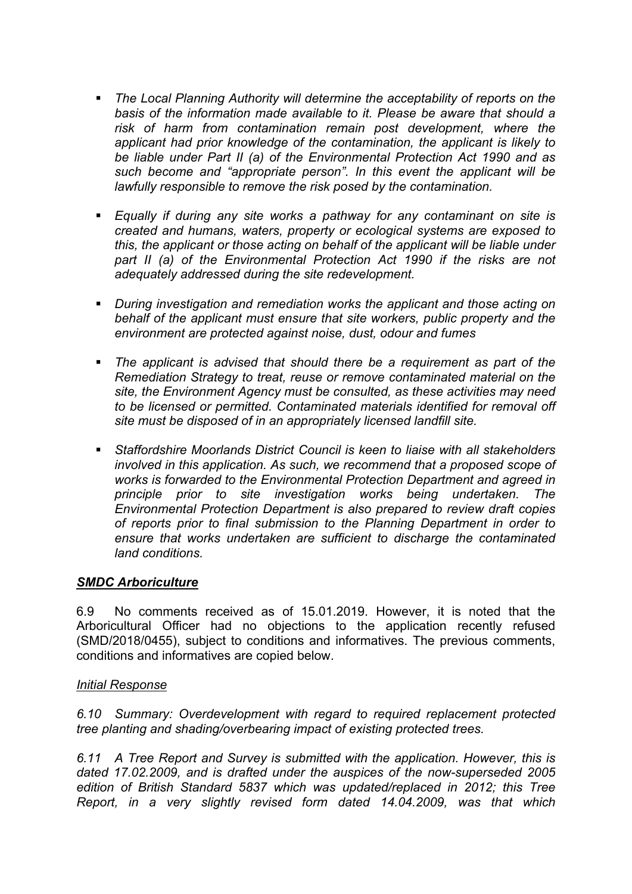- *The Local Planning Authority will determine the acceptability of reports on the basis of the information made available to it. Please be aware that should a risk of harm from contamination remain post development, where the applicant had prior knowledge of the contamination, the applicant is likely to be liable under Part II (a) of the Environmental Protection Act 1990 and as such become and "appropriate person". In this event the applicant will be lawfully responsible to remove the risk posed by the contamination.*

- *Equally if during any site works a pathway for any contaminant on site is created and humans, waters, property or ecological systems are exposed to this, the applicant or those acting on behalf of the applicant will be liable under part II (a) of the Environmental Protection Act 1990 if the risks are not adequately addressed during the site redevelopment.*

- *During investigation and remediation works the applicant and those acting on behalf of the applicant must ensure that site workers, public property and the environment are protected against noise, dust, odour and fumes*

- *The applicant is advised that should there be a requirement as part of the Remediation Strategy to treat, reuse or remove contaminated material on the site, the Environment Agency must be consulted, as these activities may need to be licensed or permitted. Contaminated materials identified for removal off site must be disposed of in an appropriately licensed landfill site.*

- *Staffordshire Moorlands District Council is keen to liaise with all stakeholders involved in this application. As such, we recommend that a proposed scope of works is forwarded to the Environmental Protection Department and agreed in principle prior to site investigation works being undertaken. The Environmental Protection Department is also prepared to review draft copies of reports prior to final submission to the Planning Department in order to ensure that works undertaken are sufficient to discharge the contaminated land conditions.*

***SMDC Arboriculture***

6.9 No comments received as of 15.01.2019. However, it is noted that the Arboricultural Officer had no objections to the application recently refused (SMD/2018/0455), subject to conditions and informatives. The previous comments, conditions and informatives are copied below.

*Initial Response*

*6.10 Summary: Overdevelopment with regard to required replacement protected tree planting and shading/overbearing impact of existing protected trees.*

*6.11 A Tree Report and Survey is submitted with the application. However, this is dated 17.02.2009, and is drafted under the auspices of the now-superseded 2005 edition of British Standard 5837 which was updated/replaced in 2012; this Tree Report, in a very slightly revised form dated 14.04.2009, was that which*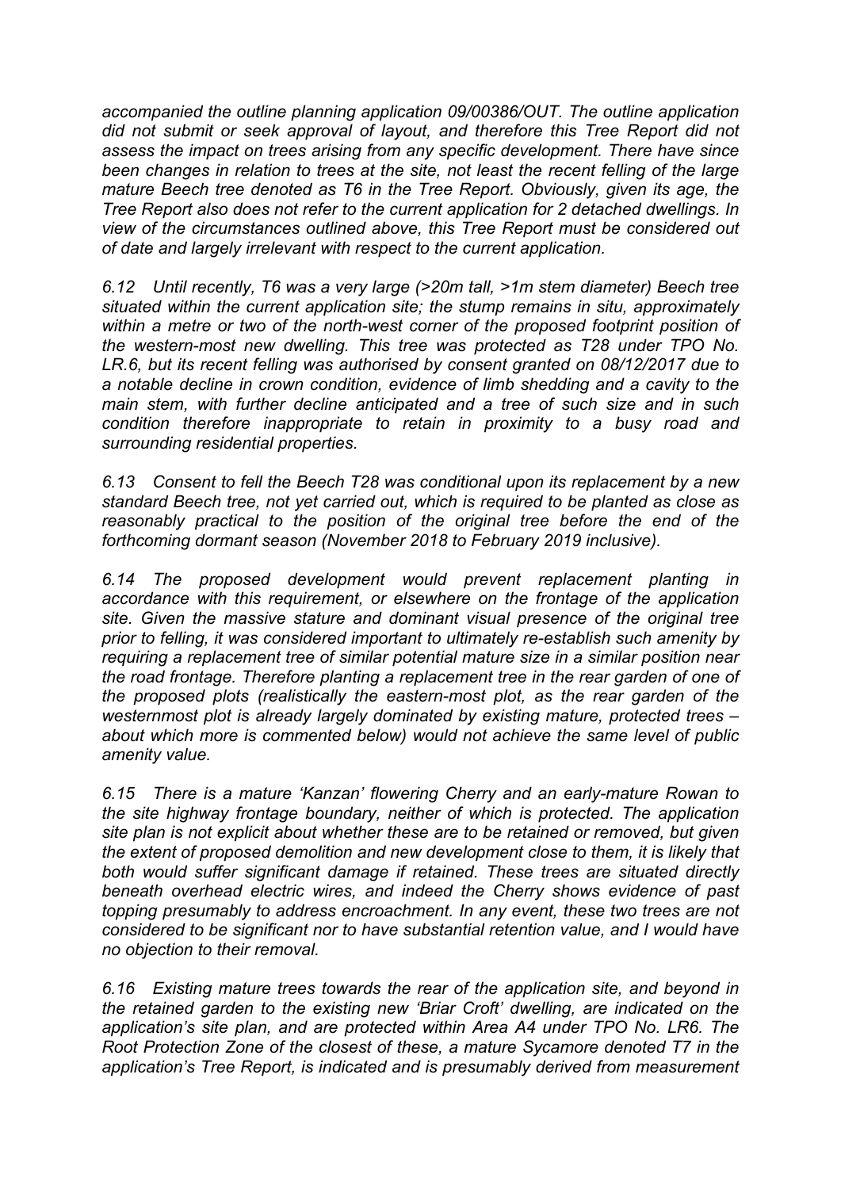*accompanied the outline planning application 09/00386/OUT. The outline application did not submit or seek approval of layout, and therefore this Tree Report did not assess the impact on trees arising from any specific development. There have since been changes in relation to trees at the site, not least the recent felling of the large mature Beech tree denoted as T6 in the Tree Report. Obviously, given its age, the Tree Report also does not refer to the current application for 2 detached dwellings. In view of the circumstances outlined above, this Tree Report must be considered out of date and largely irrelevant with respect to the current application.*

*6.12 Until recently, T6 was a very large (>20m tall, >1m stem diameter) Beech tree situated within the current application site; the stump remains in situ, approximately within a metre or two of the north-west corner of the proposed footprint position of the western-most new dwelling. This tree was protected as T28 under TPO No. LR.6, but its recent felling was authorised by consent granted on 08/12/2017 due to a notable decline in crown condition, evidence of limb shedding and a cavity to the main stem, with further decline anticipated and a tree of such size and in such condition therefore inappropriate to retain in proximity to a busy road and surrounding residential properties.*

*6.13 Consent to fell the Beech T28 was conditional upon its replacement by a new standard Beech tree, not yet carried out, which is required to be planted as close as reasonably practical to the position of the original tree before the end of the forthcoming dormant season (November 2018 to February 2019 inclusive).*

*6.14 The proposed development would prevent replacement planting in accordance with this requirement, or elsewhere on the frontage of the application site. Given the massive stature and dominant visual presence of the original tree prior to felling, it was considered important to ultimately re-establish such amenity by requiring a replacement tree of similar potential mature size in a similar position near the road frontage. Therefore planting a replacement tree in the rear garden of one of the proposed plots (realistically the eastern-most plot, as the rear garden of the westernmost plot is already largely dominated by existing mature, protected trees – about which more is commented below) would not achieve the same level of public amenity value.*

*6.15 There is a mature 'Kanzan' flowering Cherry and an early-mature Rowan to the site highway frontage boundary, neither of which is protected. The application site plan is not explicit about whether these are to be retained or removed, but given the extent of proposed demolition and new development close to them, it is likely that both would suffer significant damage if retained. These trees are situated directly beneath overhead electric wires, and indeed the Cherry shows evidence of past topping presumably to address encroachment. In any event, these two trees are not considered to be significant nor to have substantial retention value, and I would have no objection to their removal.*

*6.16 Existing mature trees towards the rear of the application site, and beyond in the retained garden to the existing new 'Briar Croft' dwelling, are indicated on the application's site plan, and are protected within Area A4 under TPO No. LR6. The Root Protection Zone of the closest of these, a mature Sycamore denoted T7 in the application's Tree Report, is indicated and is presumably derived from measurement*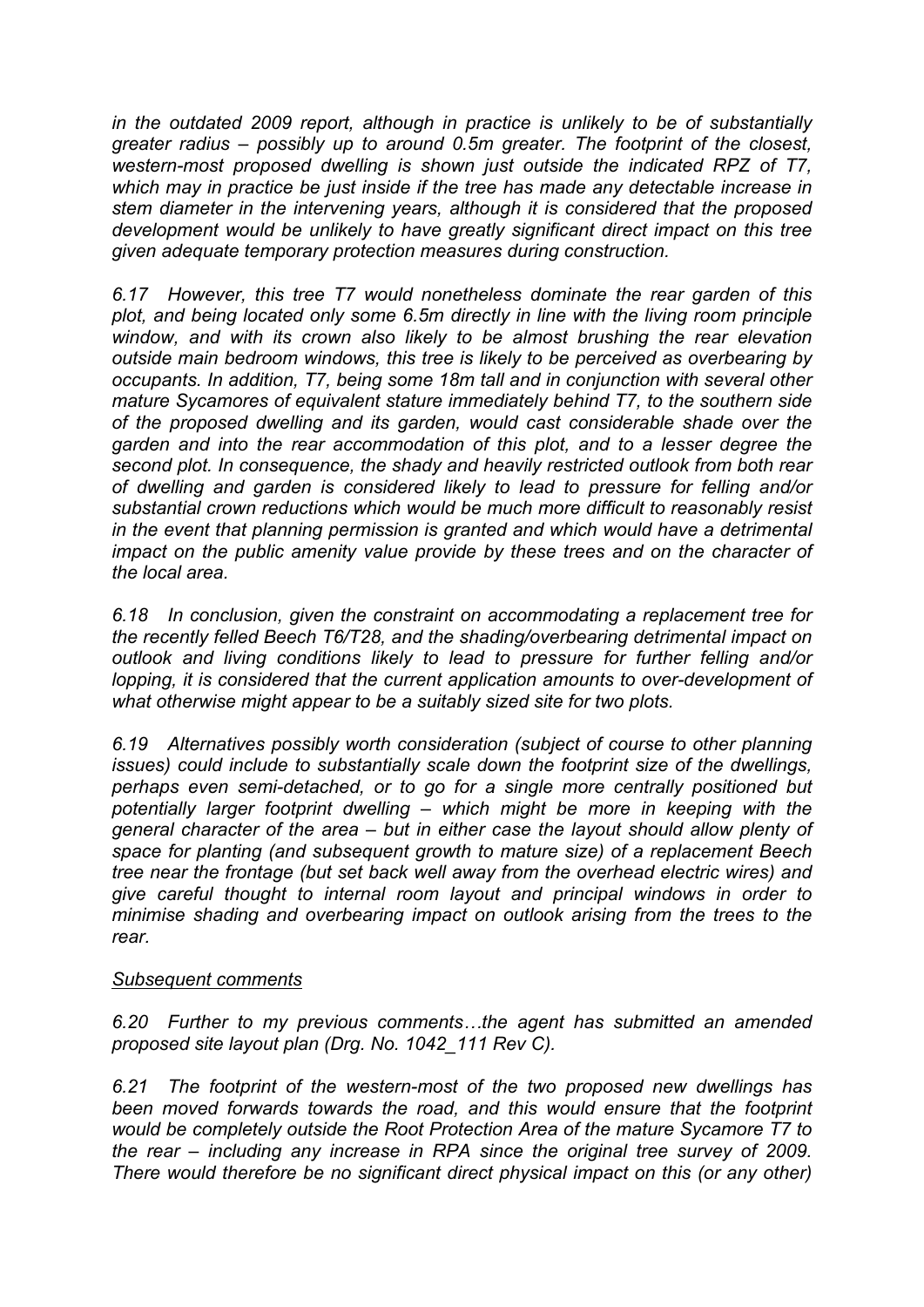*in the outdated 2009 report, although in practice is unlikely to be of substantially greater radius – possibly up to around 0.5m greater. The footprint of the closest, western-most proposed dwelling is shown just outside the indicated RPZ of T7, which may in practice be just inside if the tree has made any detectable increase in stem diameter in the intervening years, although it is considered that the proposed development would be unlikely to have greatly significant direct impact on this tree given adequate temporary protection measures during construction.*

*6.17 However, this tree T7 would nonetheless dominate the rear garden of this plot, and being located only some 6.5m directly in line with the living room principle window, and with its crown also likely to be almost brushing the rear elevation outside main bedroom windows, this tree is likely to be perceived as overbearing by occupants. In addition, T7, being some 18m tall and in conjunction with several other mature Sycamores of equivalent stature immediately behind T7, to the southern side of the proposed dwelling and its garden, would cast considerable shade over the garden and into the rear accommodation of this plot, and to a lesser degree the second plot. In consequence, the shady and heavily restricted outlook from both rear of dwelling and garden is considered likely to lead to pressure for felling and/or substantial crown reductions which would be much more difficult to reasonably resist in the event that planning permission is granted and which would have a detrimental impact on the public amenity value provide by these trees and on the character of the local area.*

*6.18 In conclusion, given the constraint on accommodating a replacement tree for the recently felled Beech T6/T28, and the shading/overbearing detrimental impact on outlook and living conditions likely to lead to pressure for further felling and/or lopping, it is considered that the current application amounts to over-development of what otherwise might appear to be a suitably sized site for two plots.*

*6.19 Alternatives possibly worth consideration (subject of course to other planning issues) could include to substantially scale down the footprint size of the dwellings, perhaps even semi-detached, or to go for a single more centrally positioned but potentially larger footprint dwelling – which might be more in keeping with the general character of the area – but in either case the layout should allow plenty of space for planting (and subsequent growth to mature size) of a replacement Beech tree near the frontage (but set back well away from the overhead electric wires) and give careful thought to internal room layout and principal windows in order to minimise shading and overbearing impact on outlook arising from the trees to the rear.*

*Subsequent comments*

*6.20 Further to my previous comments…the agent has submitted an amended proposed site layout plan (Drg. No. 1042_111 Rev C).*

*6.21 The footprint of the western-most of the two proposed new dwellings has been moved forwards towards the road, and this would ensure that the footprint would be completely outside the Root Protection Area of the mature Sycamore T7 to the rear – including any increase in RPA since the original tree survey of 2009. There would therefore be no significant direct physical impact on this (or any other)*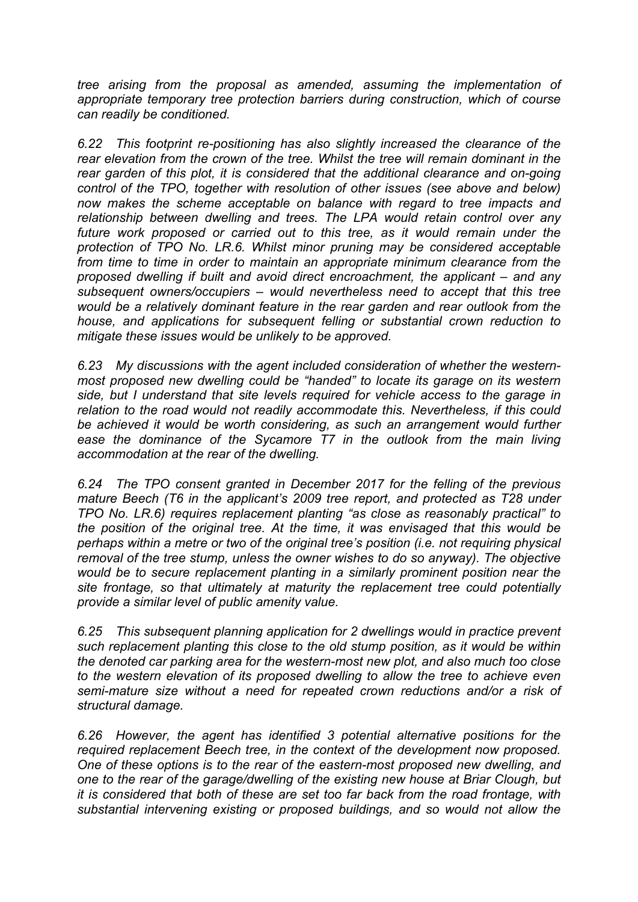*tree arising from the proposal as amended, assuming the implementation of appropriate temporary tree protection barriers during construction, which of course can readily be conditioned.*

*6.22 This footprint re-positioning has also slightly increased the clearance of the rear elevation from the crown of the tree. Whilst the tree will remain dominant in the rear garden of this plot, it is considered that the additional clearance and on-going control of the TPO, together with resolution of other issues (see above and below) now makes the scheme acceptable on balance with regard to tree impacts and relationship between dwelling and trees. The LPA would retain control over any future work proposed or carried out to this tree, as it would remain under the protection of TPO No. LR.6. Whilst minor pruning may be considered acceptable from time to time in order to maintain an appropriate minimum clearance from the proposed dwelling if built and avoid direct encroachment, the applicant – and any subsequent owners/occupiers – would nevertheless need to accept that this tree would be a relatively dominant feature in the rear garden and rear outlook from the house, and applications for subsequent felling or substantial crown reduction to mitigate these issues would be unlikely to be approved.*

*6.23 My discussions with the agent included consideration of whether the western-most proposed new dwelling could be "handed" to locate its garage on its western side, but I understand that site levels required for vehicle access to the garage in relation to the road would not readily accommodate this. Nevertheless, if this could be achieved it would be worth considering, as such an arrangement would further ease the dominance of the Sycamore T7 in the outlook from the main living accommodation at the rear of the dwelling.*

*6.24 The TPO consent granted in December 2017 for the felling of the previous mature Beech (T6 in the applicant's 2009 tree report, and protected as T28 under TPO No. LR.6) requires replacement planting "as close as reasonably practical" to the position of the original tree. At the time, it was envisaged that this would be perhaps within a metre or two of the original tree's position (i.e. not requiring physical removal of the tree stump, unless the owner wishes to do so anyway). The objective would be to secure replacement planting in a similarly prominent position near the site frontage, so that ultimately at maturity the replacement tree could potentially provide a similar level of public amenity value.*

*6.25 This subsequent planning application for 2 dwellings would in practice prevent such replacement planting this close to the old stump position, as it would be within the denoted car parking area for the western-most new plot, and also much too close to the western elevation of its proposed dwelling to allow the tree to achieve even semi-mature size without a need for repeated crown reductions and/or a risk of structural damage.*

*6.26 However, the agent has identified 3 potential alternative positions for the required replacement Beech tree, in the context of the development now proposed. One of these options is to the rear of the eastern-most proposed new dwelling, and one to the rear of the garage/dwelling of the existing new house at Briar Clough, but it is considered that both of these are set too far back from the road frontage, with substantial intervening existing or proposed buildings, and so would not allow the*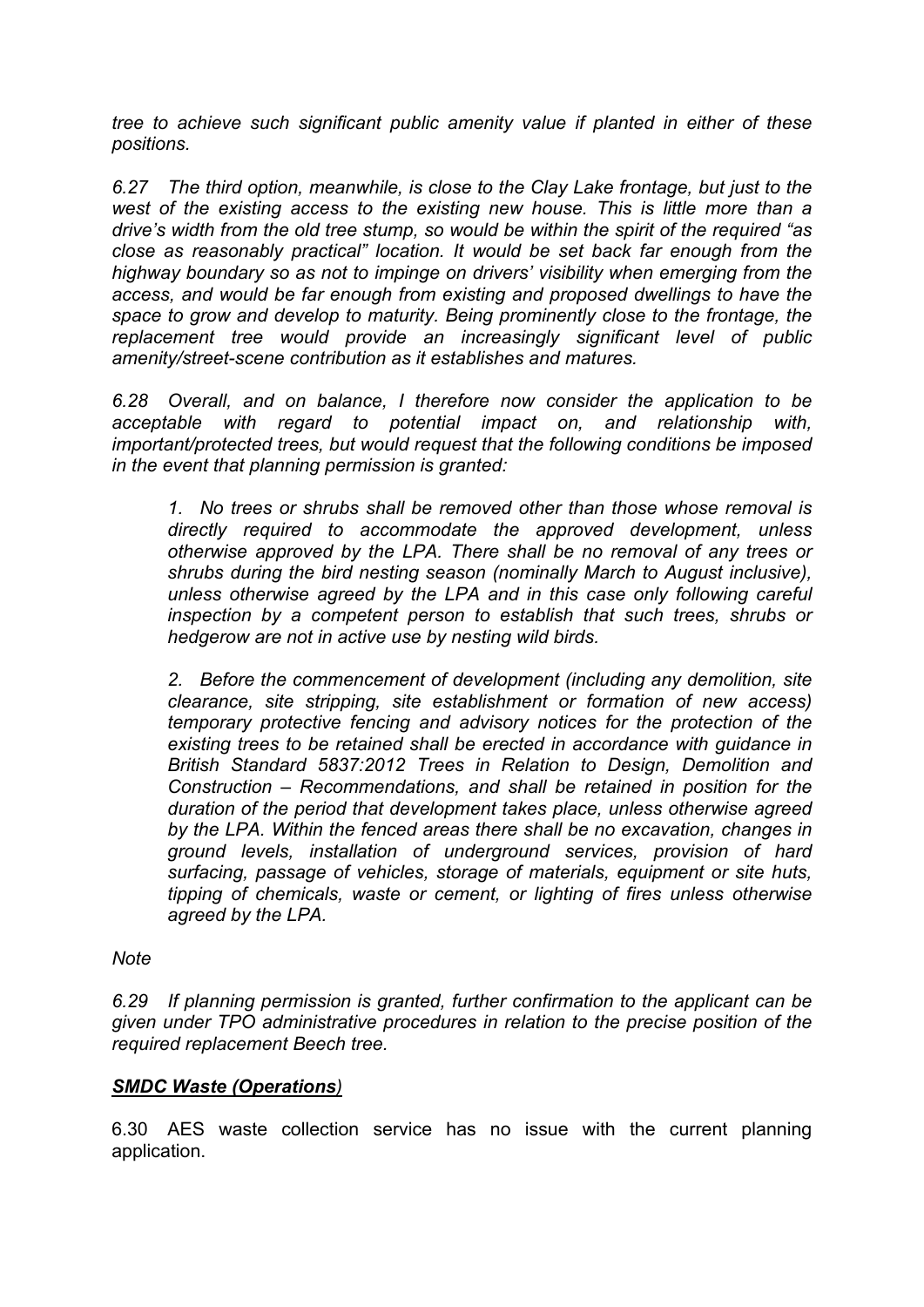*tree to achieve such significant public amenity value if planted in either of these positions.*

*6.27 The third option, meanwhile, is close to the Clay Lake frontage, but just to the west of the existing access to the existing new house. This is little more than a drive's width from the old tree stump, so would be within the spirit of the required "as close as reasonably practical" location. It would be set back far enough from the highway boundary so as not to impinge on drivers' visibility when emerging from the access, and would be far enough from existing and proposed dwellings to have the space to grow and develop to maturity. Being prominently close to the frontage, the replacement tree would provide an increasingly significant level of public amenity/street-scene contribution as it establishes and matures.*

*6.28 Overall, and on balance, I therefore now consider the application to be acceptable with regard to potential impact on, and relationship with, important/protected trees, but would request that the following conditions be imposed in the event that planning permission is granted:*

> *1. No trees or shrubs shall be removed other than those whose removal is directly required to accommodate the approved development, unless otherwise approved by the LPA. There shall be no removal of any trees or shrubs during the bird nesting season (nominally March to August inclusive), unless otherwise agreed by the LPA and in this case only following careful inspection by a competent person to establish that such trees, shrubs or hedgerow are not in active use by nesting wild birds.*
>
> *2. Before the commencement of development (including any demolition, site clearance, site stripping, site establishment or formation of new access) temporary protective fencing and advisory notices for the protection of the existing trees to be retained shall be erected in accordance with guidance in British Standard 5837:2012 Trees in Relation to Design, Demolition and Construction – Recommendations, and shall be retained in position for the duration of the period that development takes place, unless otherwise agreed by the LPA. Within the fenced areas there shall be no excavation, changes in ground levels, installation of underground services, provision of hard surfacing, passage of vehicles, storage of materials, equipment or site huts, tipping of chemicals, waste or cement, or lighting of fires unless otherwise agreed by the LPA.*

*Note*

*6.29 If planning permission is granted, further confirmation to the applicant can be given under TPO administrative procedures in relation to the precise position of the required replacement Beech tree.*

***SMDC Waste (Operations)***

6.30 AES waste collection service has no issue with the current planning application.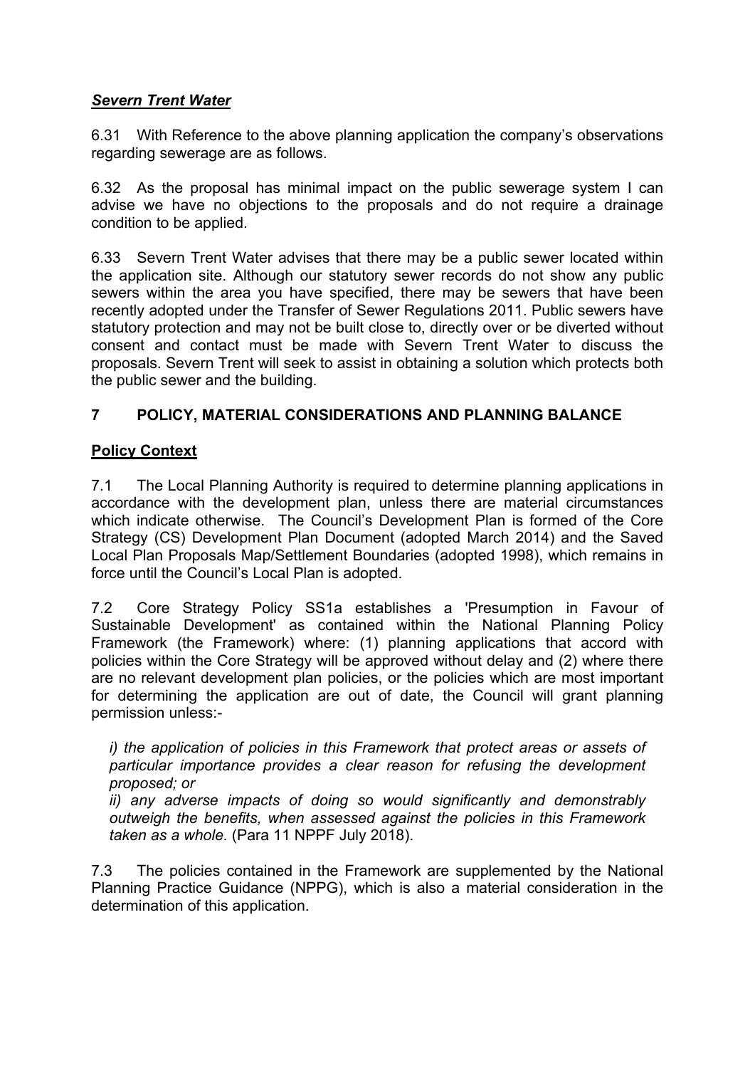***Severn Trent Water***

6.31 With Reference to the above planning application the company's observations regarding sewerage are as follows.

6.32 As the proposal has minimal impact on the public sewerage system I can advise we have no objections to the proposals and do not require a drainage condition to be applied.

6.33 Severn Trent Water advises that there may be a public sewer located within the application site. Although our statutory sewer records do not show any public sewers within the area you have specified, there may be sewers that have been recently adopted under the Transfer of Sewer Regulations 2011. Public sewers have statutory protection and may not be built close to, directly over or be diverted without consent and contact must be made with Severn Trent Water to discuss the proposals. Severn Trent will seek to assist in obtaining a solution which protects both the public sewer and the building.

## 7 POLICY, MATERIAL CONSIDERATIONS AND PLANNING BALANCE

**Policy Context**

7.1 The Local Planning Authority is required to determine planning applications in accordance with the development plan, unless there are material circumstances which indicate otherwise. The Council's Development Plan is formed of the Core Strategy (CS) Development Plan Document (adopted March 2014) and the Saved Local Plan Proposals Map/Settlement Boundaries (adopted 1998), which remains in force until the Council's Local Plan is adopted.

7.2 Core Strategy Policy SS1a establishes a 'Presumption in Favour of Sustainable Development' as contained within the National Planning Policy Framework (the Framework) where: (1) planning applications that accord with policies within the Core Strategy will be approved without delay and (2) where there are no relevant development plan policies, or the policies which are most important for determining the application are out of date, the Council will grant planning permission unless:-

> *i) the application of policies in this Framework that protect areas or assets of particular importance provides a clear reason for refusing the development proposed; or*
>
> *ii) any adverse impacts of doing so would significantly and demonstrably outweigh the benefits, when assessed against the policies in this Framework taken as a whole.* (Para 11 NPPF July 2018).

7.3 The policies contained in the Framework are supplemented by the National Planning Practice Guidance (NPPG), which is also a material consideration in the determination of this application.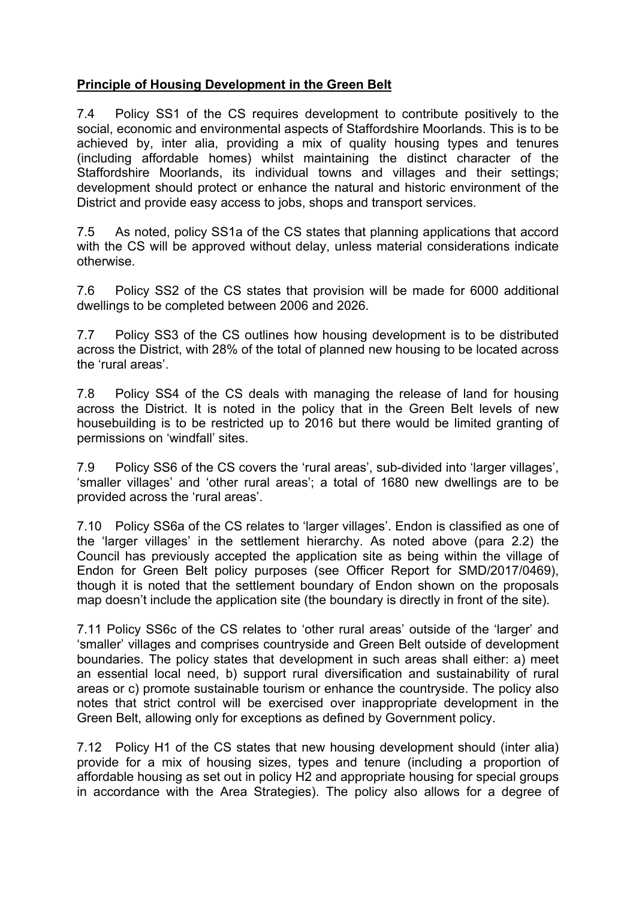## **Principle of Housing Development in the Green Belt**

7.4 Policy SS1 of the CS requires development to contribute positively to the social, economic and environmental aspects of Staffordshire Moorlands. This is to be achieved by, inter alia, providing a mix of quality housing types and tenures (including affordable homes) whilst maintaining the distinct character of the Staffordshire Moorlands, its individual towns and villages and their settings; development should protect or enhance the natural and historic environment of the District and provide easy access to jobs, shops and transport services.

7.5 As noted, policy SS1a of the CS states that planning applications that accord with the CS will be approved without delay, unless material considerations indicate otherwise.

7.6 Policy SS2 of the CS states that provision will be made for 6000 additional dwellings to be completed between 2006 and 2026.

7.7 Policy SS3 of the CS outlines how housing development is to be distributed across the District, with 28% of the total of planned new housing to be located across the 'rural areas'.

7.8 Policy SS4 of the CS deals with managing the release of land for housing across the District. It is noted in the policy that in the Green Belt levels of new housebuilding is to be restricted up to 2016 but there would be limited granting of permissions on 'windfall' sites.

7.9 Policy SS6 of the CS covers the 'rural areas', sub-divided into 'larger villages', 'smaller villages' and 'other rural areas'; a total of 1680 new dwellings are to be provided across the 'rural areas'.

7.10 Policy SS6a of the CS relates to 'larger villages'. Endon is classified as one of the 'larger villages' in the settlement hierarchy. As noted above (para 2.2) the Council has previously accepted the application site as being within the village of Endon for Green Belt policy purposes (see Officer Report for SMD/2017/0469), though it is noted that the settlement boundary of Endon shown on the proposals map doesn't include the application site (the boundary is directly in front of the site).

7.11 Policy SS6c of the CS relates to 'other rural areas' outside of the 'larger' and 'smaller' villages and comprises countryside and Green Belt outside of development boundaries. The policy states that development in such areas shall either: a) meet an essential local need, b) support rural diversification and sustainability of rural areas or c) promote sustainable tourism or enhance the countryside. The policy also notes that strict control will be exercised over inappropriate development in the Green Belt, allowing only for exceptions as defined by Government policy.

7.12 Policy H1 of the CS states that new housing development should (inter alia) provide for a mix of housing sizes, types and tenure (including a proportion of affordable housing as set out in policy H2 and appropriate housing for special groups in accordance with the Area Strategies). The policy also allows for a degree of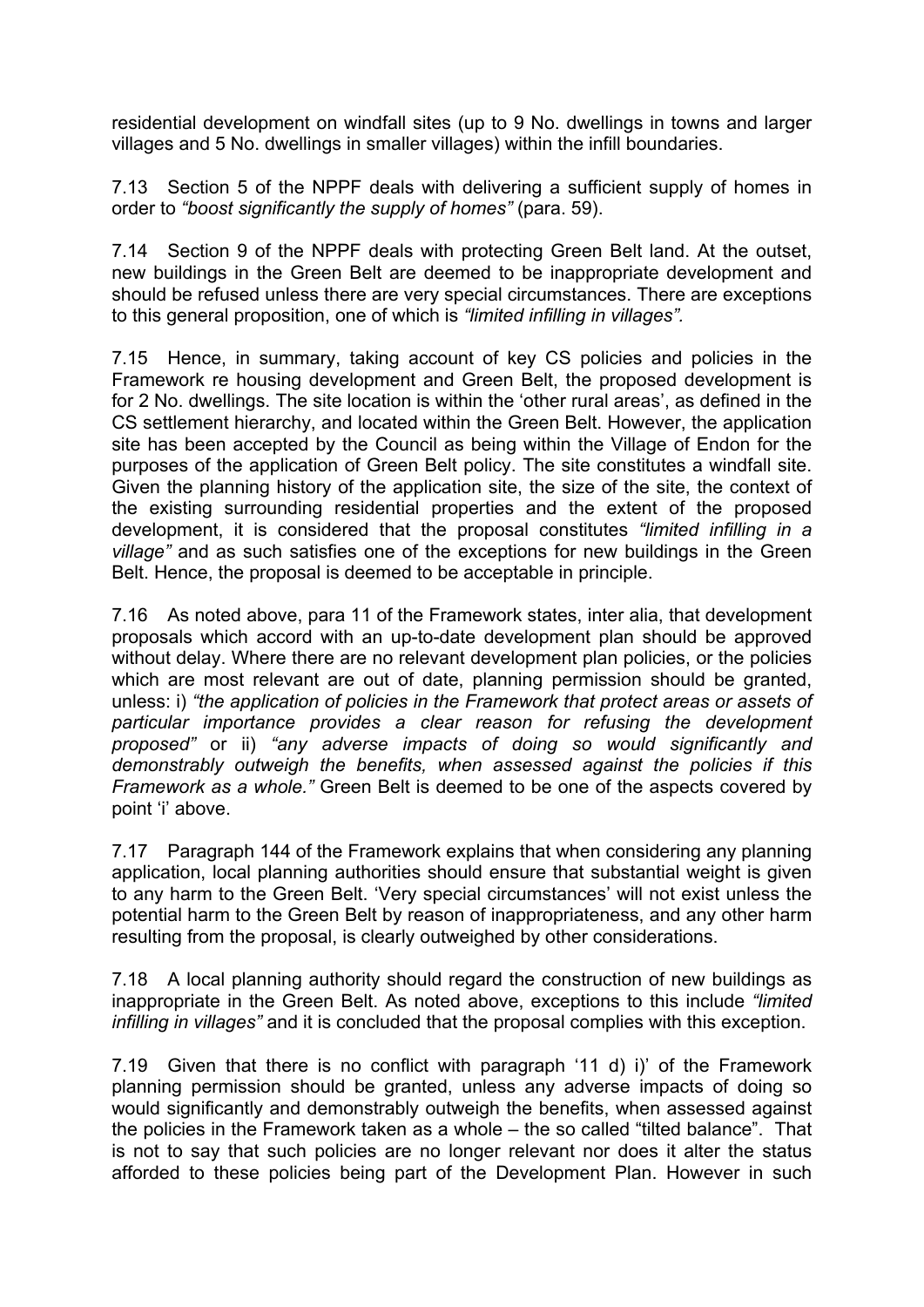residential development on windfall sites (up to 9 No. dwellings in towns and larger villages and 5 No. dwellings in smaller villages) within the infill boundaries.

7.13 Section 5 of the NPPF deals with delivering a sufficient supply of homes in order to *"boost significantly the supply of homes"* (para. 59).

7.14 Section 9 of the NPPF deals with protecting Green Belt land. At the outset, new buildings in the Green Belt are deemed to be inappropriate development and should be refused unless there are very special circumstances. There are exceptions to this general proposition, one of which is *"limited infilling in villages".*

7.15 Hence, in summary, taking account of key CS policies and policies in the Framework re housing development and Green Belt, the proposed development is for 2 No. dwellings. The site location is within the 'other rural areas', as defined in the CS settlement hierarchy, and located within the Green Belt. However, the application site has been accepted by the Council as being within the Village of Endon for the purposes of the application of Green Belt policy. The site constitutes a windfall site. Given the planning history of the application site, the size of the site, the context of the existing surrounding residential properties and the extent of the proposed development, it is considered that the proposal constitutes *"limited infilling in a village"* and as such satisfies one of the exceptions for new buildings in the Green Belt. Hence, the proposal is deemed to be acceptable in principle.

7.16 As noted above, para 11 of the Framework states, inter alia, that development proposals which accord with an up-to-date development plan should be approved without delay. Where there are no relevant development plan policies, or the policies which are most relevant are out of date, planning permission should be granted, unless: i) *"the application of policies in the Framework that protect areas or assets of particular importance provides a clear reason for refusing the development proposed"* or ii) *"any adverse impacts of doing so would significantly and demonstrably outweigh the benefits, when assessed against the policies if this Framework as a whole."* Green Belt is deemed to be one of the aspects covered by point 'i' above.

7.17 Paragraph 144 of the Framework explains that when considering any planning application, local planning authorities should ensure that substantial weight is given to any harm to the Green Belt. 'Very special circumstances' will not exist unless the potential harm to the Green Belt by reason of inappropriateness, and any other harm resulting from the proposal, is clearly outweighed by other considerations.

7.18 A local planning authority should regard the construction of new buildings as inappropriate in the Green Belt. As noted above, exceptions to this include *"limited infilling in villages"* and it is concluded that the proposal complies with this exception.

7.19 Given that there is no conflict with paragraph '11 d) i)' of the Framework planning permission should be granted, unless any adverse impacts of doing so would significantly and demonstrably outweigh the benefits, when assessed against the policies in the Framework taken as a whole – the so called "tilted balance". That is not to say that such policies are no longer relevant nor does it alter the status afforded to these policies being part of the Development Plan. However in such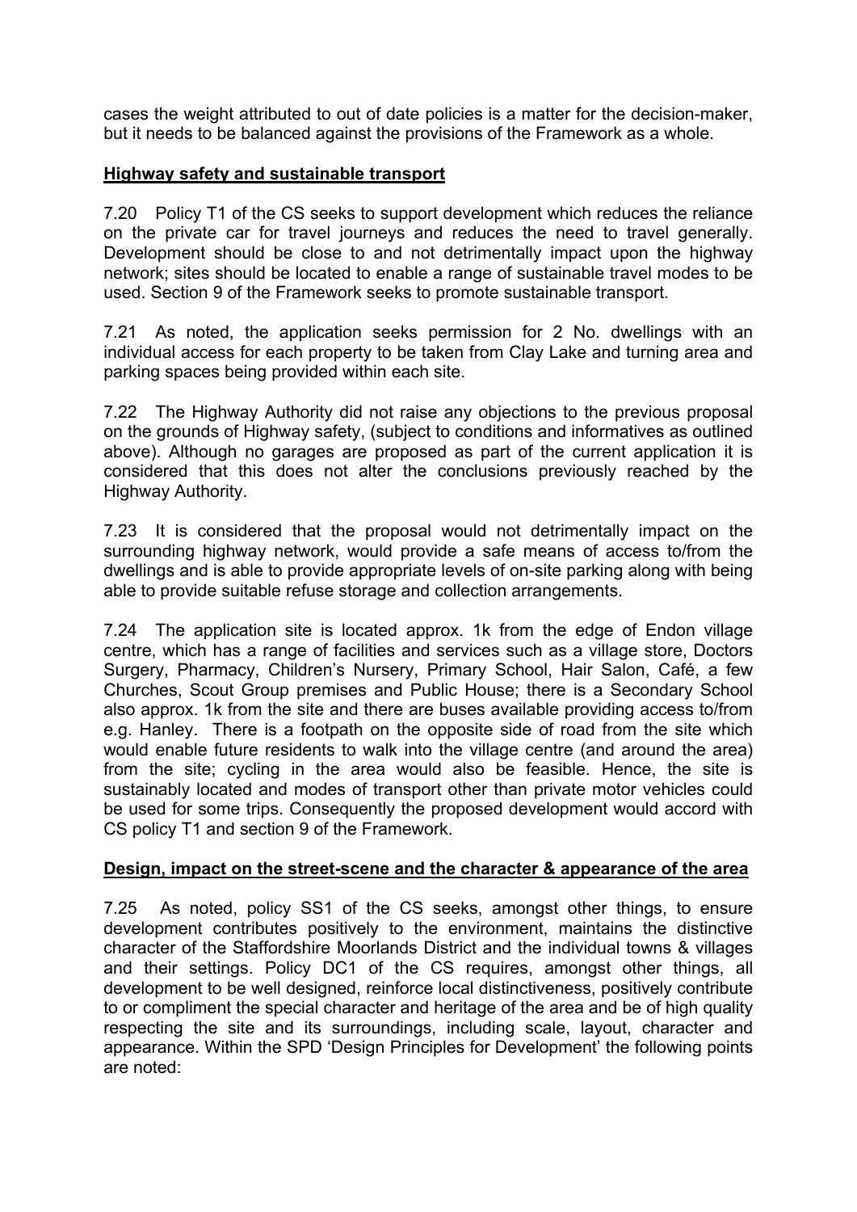cases the weight attributed to out of date policies is a matter for the decision-maker, but it needs to be balanced against the provisions of the Framework as a whole.

## Highway safety and sustainable transport

7.20 Policy T1 of the CS seeks to support development which reduces the reliance on the private car for travel journeys and reduces the need to travel generally. Development should be close to and not detrimentally impact upon the highway network; sites should be located to enable a range of sustainable travel modes to be used. Section 9 of the Framework seeks to promote sustainable transport.

7.21 As noted, the application seeks permission for 2 No. dwellings with an individual access for each property to be taken from Clay Lake and turning area and parking spaces being provided within each site.

7.22 The Highway Authority did not raise any objections to the previous proposal on the grounds of Highway safety, (subject to conditions and informatives as outlined above). Although no garages are proposed as part of the current application it is considered that this does not alter the conclusions previously reached by the Highway Authority.

7.23 It is considered that the proposal would not detrimentally impact on the surrounding highway network, would provide a safe means of access to/from the dwellings and is able to provide appropriate levels of on-site parking along with being able to provide suitable refuse storage and collection arrangements.

7.24 The application site is located approx. 1k from the edge of Endon village centre, which has a range of facilities and services such as a village store, Doctors Surgery, Pharmacy, Children's Nursery, Primary School, Hair Salon, Café, a few Churches, Scout Group premises and Public House; there is a Secondary School also approx. 1k from the site and there are buses available providing access to/from e.g. Hanley. There is a footpath on the opposite side of road from the site which would enable future residents to walk into the village centre (and around the area) from the site; cycling in the area would also be feasible. Hence, the site is sustainably located and modes of transport other than private motor vehicles could be used for some trips. Consequently the proposed development would accord with CS policy T1 and section 9 of the Framework.

## Design, impact on the street-scene and the character & appearance of the area

7.25 As noted, policy SS1 of the CS seeks, amongst other things, to ensure development contributes positively to the environment, maintains the distinctive character of the Staffordshire Moorlands District and the individual towns & villages and their settings. Policy DC1 of the CS requires, amongst other things, all development to be well designed, reinforce local distinctiveness, positively contribute to or compliment the special character and heritage of the area and be of high quality respecting the site and its surroundings, including scale, layout, character and appearance. Within the SPD 'Design Principles for Development' the following points are noted: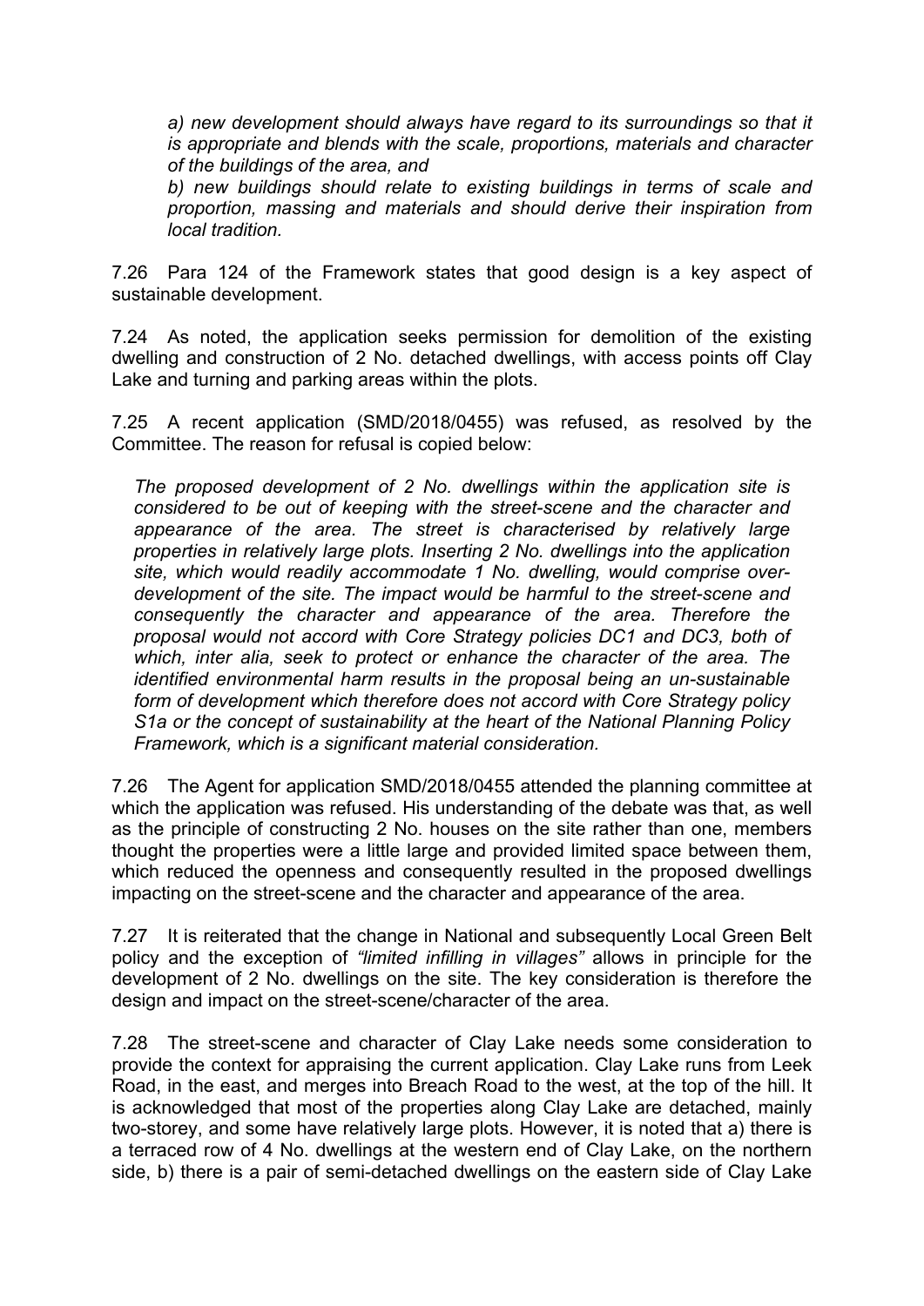*a) new development should always have regard to its surroundings so that it is appropriate and blends with the scale, proportions, materials and character of the buildings of the area, and*

*b) new buildings should relate to existing buildings in terms of scale and proportion, massing and materials and should derive their inspiration from local tradition.*

7.26 Para 124 of the Framework states that good design is a key aspect of sustainable development.

7.24 As noted, the application seeks permission for demolition of the existing dwelling and construction of 2 No. detached dwellings, with access points off Clay Lake and turning and parking areas within the plots.

7.25 A recent application (SMD/2018/0455) was refused, as resolved by the Committee. The reason for refusal is copied below:

*The proposed development of 2 No. dwellings within the application site is considered to be out of keeping with the street-scene and the character and appearance of the area. The street is characterised by relatively large properties in relatively large plots. Inserting 2 No. dwellings into the application site, which would readily accommodate 1 No. dwelling, would comprise over-development of the site. The impact would be harmful to the street-scene and consequently the character and appearance of the area. Therefore the proposal would not accord with Core Strategy policies DC1 and DC3, both of which, inter alia, seek to protect or enhance the character of the area. The identified environmental harm results in the proposal being an un-sustainable form of development which therefore does not accord with Core Strategy policy S1a or the concept of sustainability at the heart of the National Planning Policy Framework, which is a significant material consideration.*

7.26 The Agent for application SMD/2018/0455 attended the planning committee at which the application was refused. His understanding of the debate was that, as well as the principle of constructing 2 No. houses on the site rather than one, members thought the properties were a little large and provided limited space between them, which reduced the openness and consequently resulted in the proposed dwellings impacting on the street-scene and the character and appearance of the area.

7.27 It is reiterated that the change in National and subsequently Local Green Belt policy and the exception of *"limited infilling in villages"* allows in principle for the development of 2 No. dwellings on the site. The key consideration is therefore the design and impact on the street-scene/character of the area.

7.28 The street-scene and character of Clay Lake needs some consideration to provide the context for appraising the current application. Clay Lake runs from Leek Road, in the east, and merges into Breach Road to the west, at the top of the hill. It is acknowledged that most of the properties along Clay Lake are detached, mainly two-storey, and some have relatively large plots. However, it is noted that a) there is a terraced row of 4 No. dwellings at the western end of Clay Lake, on the northern side, b) there is a pair of semi-detached dwellings on the eastern side of Clay Lake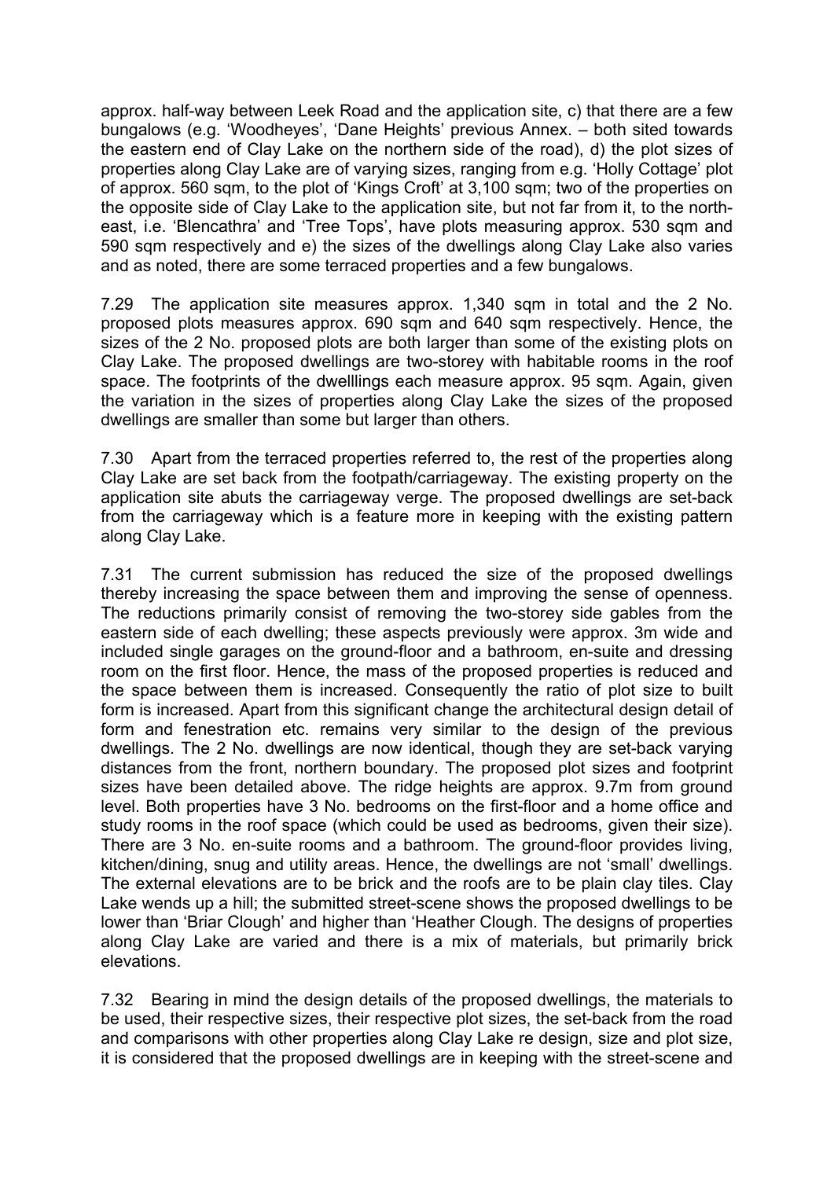approx. half-way between Leek Road and the application site, c) that there are a few bungalows (e.g. 'Woodheyes', 'Dane Heights' previous Annex. – both sited towards the eastern end of Clay Lake on the northern side of the road), d) the plot sizes of properties along Clay Lake are of varying sizes, ranging from e.g. 'Holly Cottage' plot of approx. 560 sqm, to the plot of 'Kings Croft' at 3,100 sqm; two of the properties on the opposite side of Clay Lake to the application site, but not far from it, to the north-east, i.e. 'Blencathra' and 'Tree Tops', have plots measuring approx. 530 sqm and 590 sqm respectively and e) the sizes of the dwellings along Clay Lake also varies and as noted, there are some terraced properties and a few bungalows.

7.29 The application site measures approx. 1,340 sqm in total and the 2 No. proposed plots measures approx. 690 sqm and 640 sqm respectively. Hence, the sizes of the 2 No. proposed plots are both larger than some of the existing plots on Clay Lake. The proposed dwellings are two-storey with habitable rooms in the roof space. The footprints of the dwelllings each measure approx. 95 sqm. Again, given the variation in the sizes of properties along Clay Lake the sizes of the proposed dwellings are smaller than some but larger than others.

7.30 Apart from the terraced properties referred to, the rest of the properties along Clay Lake are set back from the footpath/carriageway. The existing property on the application site abuts the carriageway verge. The proposed dwellings are set-back from the carriageway which is a feature more in keeping with the existing pattern along Clay Lake.

7.31 The current submission has reduced the size of the proposed dwellings thereby increasing the space between them and improving the sense of openness. The reductions primarily consist of removing the two-storey side gables from the eastern side of each dwelling; these aspects previously were approx. 3m wide and included single garages on the ground-floor and a bathroom, en-suite and dressing room on the first floor. Hence, the mass of the proposed properties is reduced and the space between them is increased. Consequently the ratio of plot size to built form is increased. Apart from this significant change the architectural design detail of form and fenestration etc. remains very similar to the design of the previous dwellings. The 2 No. dwellings are now identical, though they are set-back varying distances from the front, northern boundary. The proposed plot sizes and footprint sizes have been detailed above. The ridge heights are approx. 9.7m from ground level. Both properties have 3 No. bedrooms on the first-floor and a home office and study rooms in the roof space (which could be used as bedrooms, given their size). There are 3 No. en-suite rooms and a bathroom. The ground-floor provides living, kitchen/dining, snug and utility areas. Hence, the dwellings are not 'small' dwellings. The external elevations are to be brick and the roofs are to be plain clay tiles. Clay Lake wends up a hill; the submitted street-scene shows the proposed dwellings to be lower than 'Briar Clough' and higher than 'Heather Clough. The designs of properties along Clay Lake are varied and there is a mix of materials, but primarily brick elevations.

7.32 Bearing in mind the design details of the proposed dwellings, the materials to be used, their respective sizes, their respective plot sizes, the set-back from the road and comparisons with other properties along Clay Lake re design, size and plot size, it is considered that the proposed dwellings are in keeping with the street-scene and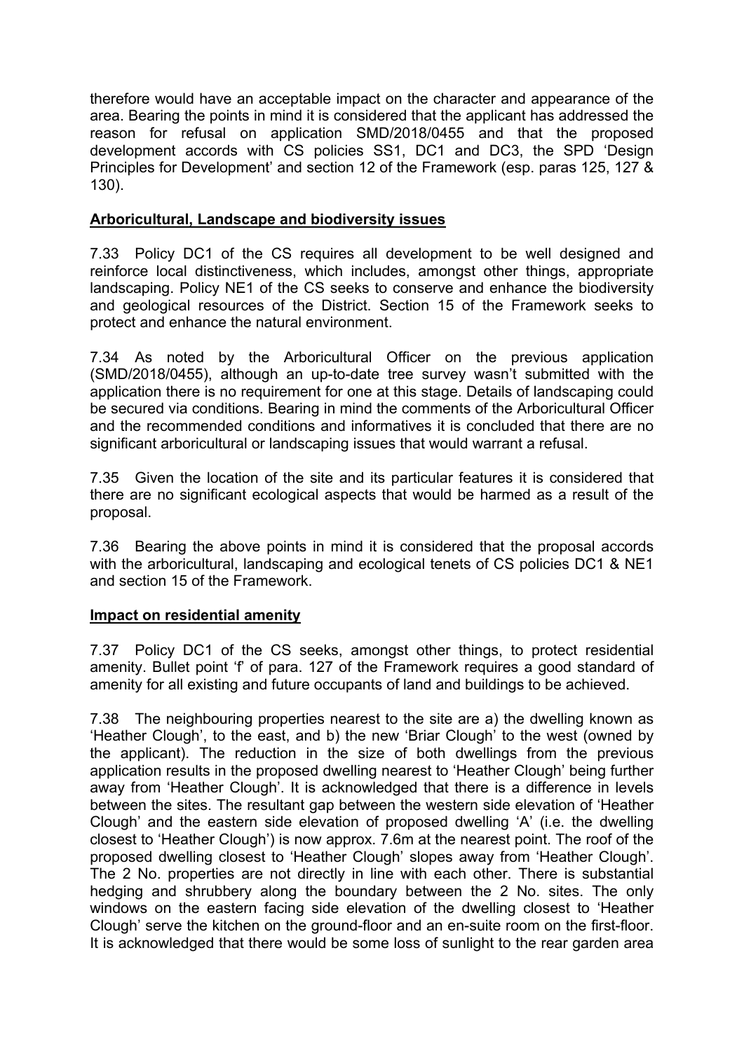therefore would have an acceptable impact on the character and appearance of the area. Bearing the points in mind it is considered that the applicant has addressed the reason for refusal on application SMD/2018/0455 and that the proposed development accords with CS policies SS1, DC1 and DC3, the SPD 'Design Principles for Development' and section 12 of the Framework (esp. paras 125, 127 & 130).

**Arboricultural, Landscape and biodiversity issues**

7.33 Policy DC1 of the CS requires all development to be well designed and reinforce local distinctiveness, which includes, amongst other things, appropriate landscaping. Policy NE1 of the CS seeks to conserve and enhance the biodiversity and geological resources of the District. Section 15 of the Framework seeks to protect and enhance the natural environment.

7.34 As noted by the Arboricultural Officer on the previous application (SMD/2018/0455), although an up-to-date tree survey wasn't submitted with the application there is no requirement for one at this stage. Details of landscaping could be secured via conditions. Bearing in mind the comments of the Arboricultural Officer and the recommended conditions and informatives it is concluded that there are no significant arboricultural or landscaping issues that would warrant a refusal.

7.35 Given the location of the site and its particular features it is considered that there are no significant ecological aspects that would be harmed as a result of the proposal.

7.36 Bearing the above points in mind it is considered that the proposal accords with the arboricultural, landscaping and ecological tenets of CS policies DC1 & NE1 and section 15 of the Framework.

**Impact on residential amenity**

7.37 Policy DC1 of the CS seeks, amongst other things, to protect residential amenity. Bullet point 'f' of para. 127 of the Framework requires a good standard of amenity for all existing and future occupants of land and buildings to be achieved.

7.38 The neighbouring properties nearest to the site are a) the dwelling known as 'Heather Clough', to the east, and b) the new 'Briar Clough' to the west (owned by the applicant). The reduction in the size of both dwellings from the previous application results in the proposed dwelling nearest to 'Heather Clough' being further away from 'Heather Clough'. It is acknowledged that there is a difference in levels between the sites. The resultant gap between the western side elevation of 'Heather Clough' and the eastern side elevation of proposed dwelling 'A' (i.e. the dwelling closest to 'Heather Clough') is now approx. 7.6m at the nearest point. The roof of the proposed dwelling closest to 'Heather Clough' slopes away from 'Heather Clough'. The 2 No. properties are not directly in line with each other. There is substantial hedging and shrubbery along the boundary between the 2 No. sites. The only windows on the eastern facing side elevation of the dwelling closest to 'Heather Clough' serve the kitchen on the ground-floor and an en-suite room on the first-floor. It is acknowledged that there would be some loss of sunlight to the rear garden area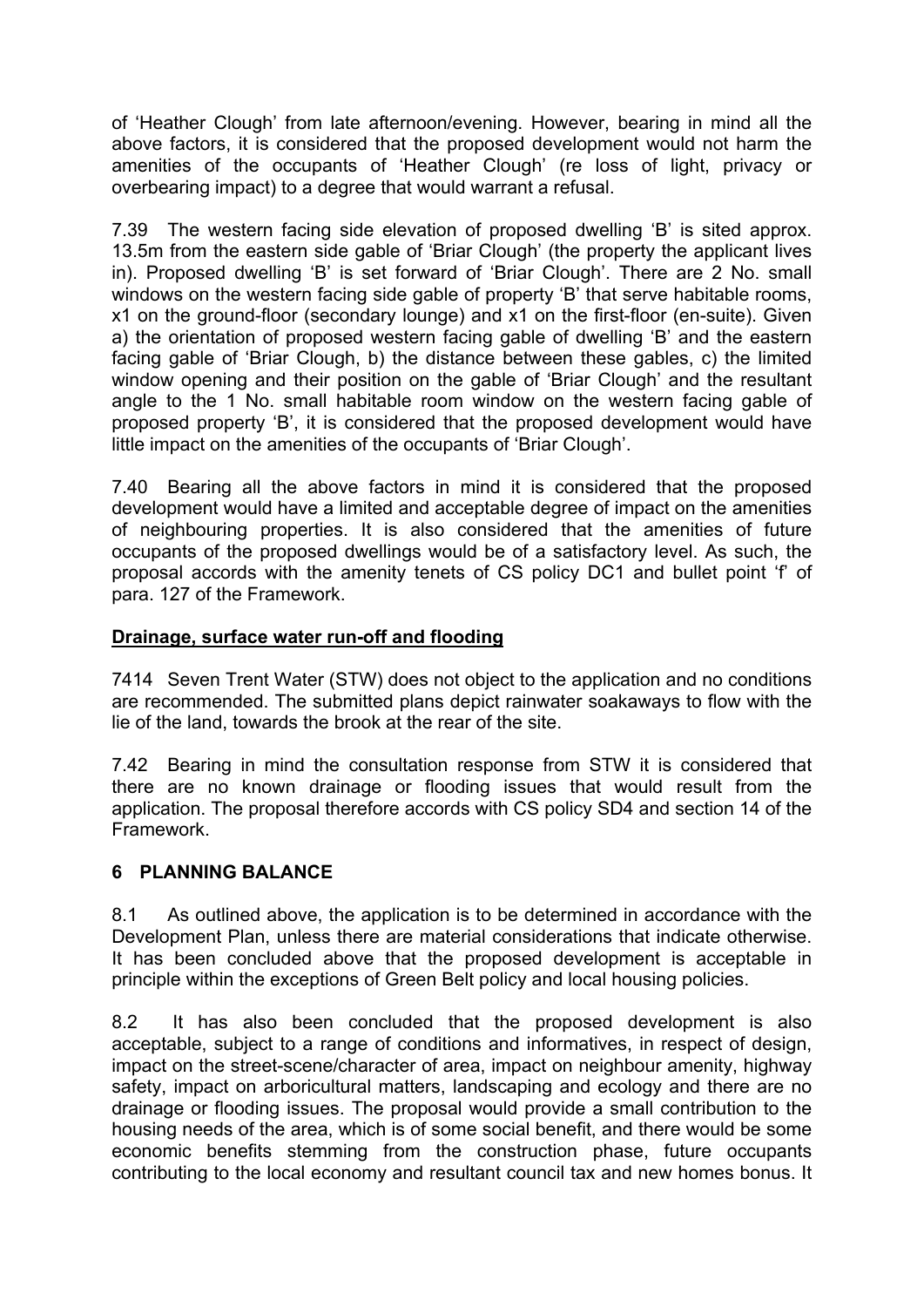of 'Heather Clough' from late afternoon/evening. However, bearing in mind all the above factors, it is considered that the proposed development would not harm the amenities of the occupants of 'Heather Clough' (re loss of light, privacy or overbearing impact) to a degree that would warrant a refusal.

7.39 The western facing side elevation of proposed dwelling 'B' is sited approx. 13.5m from the eastern side gable of 'Briar Clough' (the property the applicant lives in). Proposed dwelling 'B' is set forward of 'Briar Clough'. There are 2 No. small windows on the western facing side gable of property 'B' that serve habitable rooms, x1 on the ground-floor (secondary lounge) and x1 on the first-floor (en-suite). Given a) the orientation of proposed western facing gable of dwelling 'B' and the eastern facing gable of 'Briar Clough, b) the distance between these gables, c) the limited window opening and their position on the gable of 'Briar Clough' and the resultant angle to the 1 No. small habitable room window on the western facing gable of proposed property 'B', it is considered that the proposed development would have little impact on the amenities of the occupants of 'Briar Clough'.

7.40 Bearing all the above factors in mind it is considered that the proposed development would have a limited and acceptable degree of impact on the amenities of neighbouring properties. It is also considered that the amenities of future occupants of the proposed dwellings would be of a satisfactory level. As such, the proposal accords with the amenity tenets of CS policy DC1 and bullet point 'f' of para. 127 of the Framework.

**Drainage, surface water run-off and flooding**

7414 Seven Trent Water (STW) does not object to the application and no conditions are recommended. The submitted plans depict rainwater soakaways to flow with the lie of the land, towards the brook at the rear of the site.

7.42 Bearing in mind the consultation response from STW it is considered that there are no known drainage or flooding issues that would result from the application. The proposal therefore accords with CS policy SD4 and section 14 of the Framework.

## 6 PLANNING BALANCE

8.1 As outlined above, the application is to be determined in accordance with the Development Plan, unless there are material considerations that indicate otherwise. It has been concluded above that the proposed development is acceptable in principle within the exceptions of Green Belt policy and local housing policies.

8.2 It has also been concluded that the proposed development is also acceptable, subject to a range of conditions and informatives, in respect of design, impact on the street-scene/character of area, impact on neighbour amenity, highway safety, impact on arboricultural matters, landscaping and ecology and there are no drainage or flooding issues. The proposal would provide a small contribution to the housing needs of the area, which is of some social benefit, and there would be some economic benefits stemming from the construction phase, future occupants contributing to the local economy and resultant council tax and new homes bonus. It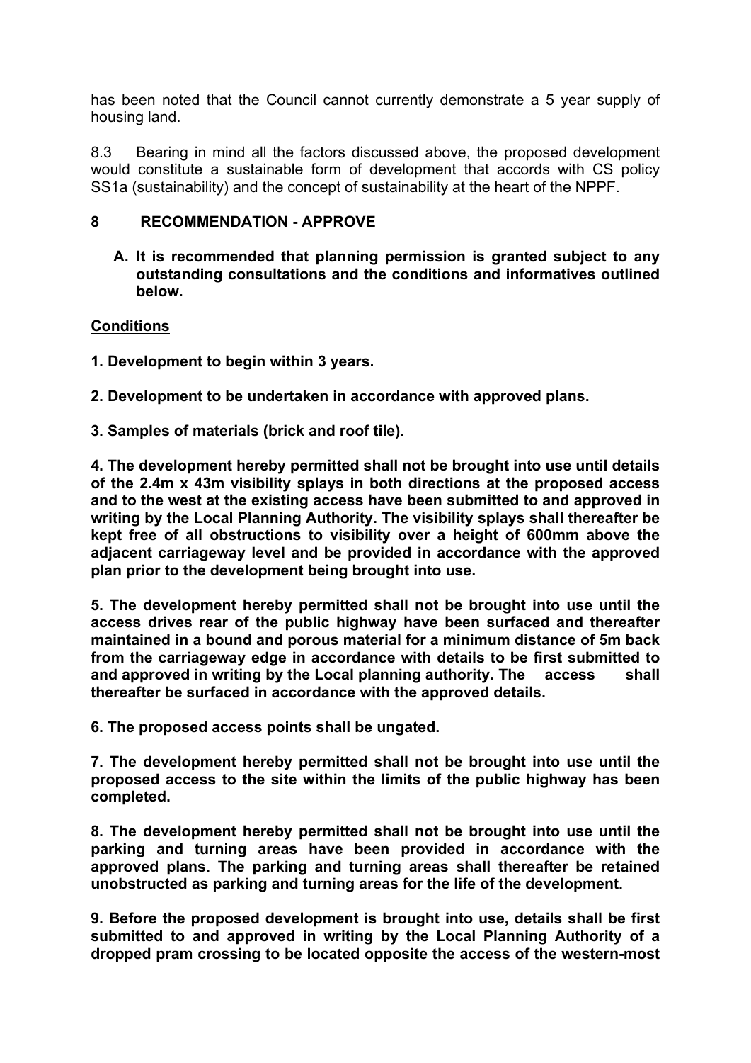has been noted that the Council cannot currently demonstrate a 5 year supply of housing land.

8.3 Bearing in mind all the factors discussed above, the proposed development would constitute a sustainable form of development that accords with CS policy SS1a (sustainability) and the concept of sustainability at the heart of the NPPF.

## 8 RECOMMENDATION - APPROVE

**A. It is recommended that planning permission is granted subject to any outstanding consultations and the conditions and informatives outlined below.**

**Conditions**

**1. Development to begin within 3 years.**

**2. Development to be undertaken in accordance with approved plans.**

**3. Samples of materials (brick and roof tile).**

**4. The development hereby permitted shall not be brought into use until details of the 2.4m x 43m visibility splays in both directions at the proposed access and to the west at the existing access have been submitted to and approved in writing by the Local Planning Authority. The visibility splays shall thereafter be kept free of all obstructions to visibility over a height of 600mm above the adjacent carriageway level and be provided in accordance with the approved plan prior to the development being brought into use.**

**5. The development hereby permitted shall not be brought into use until the access drives rear of the public highway have been surfaced and thereafter maintained in a bound and porous material for a minimum distance of 5m back from the carriageway edge in accordance with details to be first submitted to and approved in writing by the Local planning authority. The access shall thereafter be surfaced in accordance with the approved details.**

**6. The proposed access points shall be ungated.**

**7. The development hereby permitted shall not be brought into use until the proposed access to the site within the limits of the public highway has been completed.**

**8. The development hereby permitted shall not be brought into use until the parking and turning areas have been provided in accordance with the approved plans. The parking and turning areas shall thereafter be retained unobstructed as parking and turning areas for the life of the development.**

**9. Before the proposed development is brought into use, details shall be first submitted to and approved in writing by the Local Planning Authority of a dropped pram crossing to be located opposite the access of the western-most**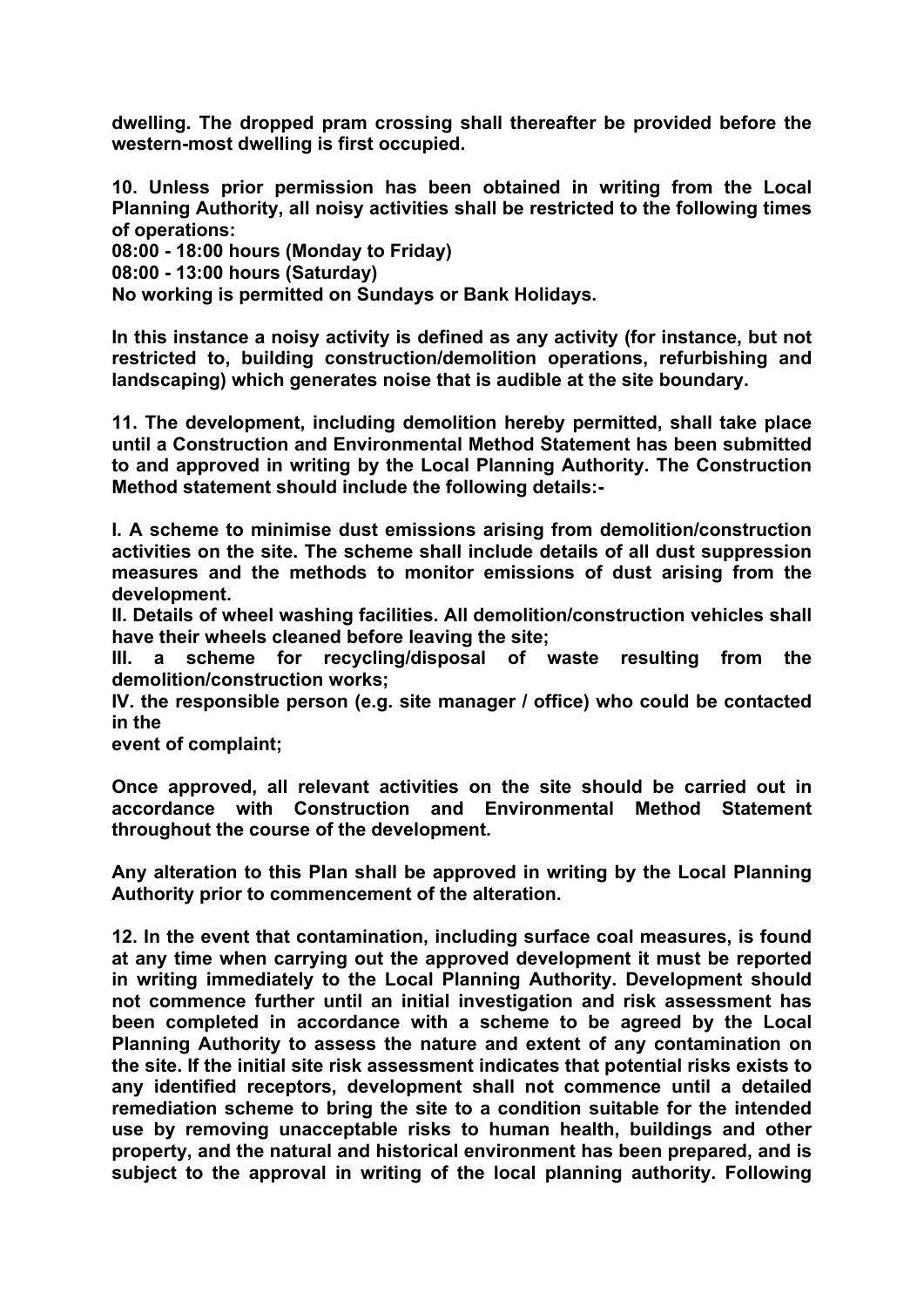**dwelling. The dropped pram crossing shall thereafter be provided before the western-most dwelling is first occupied.**

**10. Unless prior permission has been obtained in writing from the Local Planning Authority, all noisy activities shall be restricted to the following times of operations:**
**08:00 - 18:00 hours (Monday to Friday)**
**08:00 - 13:00 hours (Saturday)**
**No working is permitted on Sundays or Bank Holidays.**

**In this instance a noisy activity is defined as any activity (for instance, but not restricted to, building construction/demolition operations, refurbishing and landscaping) which generates noise that is audible at the site boundary.**

**11. The development, including demolition hereby permitted, shall take place until a Construction and Environmental Method Statement has been submitted to and approved in writing by the Local Planning Authority. The Construction Method statement should include the following details:-**

**I. A scheme to minimise dust emissions arising from demolition/construction activities on the site. The scheme shall include details of all dust suppression measures and the methods to monitor emissions of dust arising from the development.**
**II. Details of wheel washing facilities. All demolition/construction vehicles shall have their wheels cleaned before leaving the site;**
**III. a scheme for recycling/disposal of waste resulting from the demolition/construction works;**
**IV. the responsible person (e.g. site manager / office) who could be contacted in the**
**event of complaint;**

**Once approved, all relevant activities on the site should be carried out in accordance with Construction and Environmental Method Statement throughout the course of the development.**

**Any alteration to this Plan shall be approved in writing by the Local Planning Authority prior to commencement of the alteration.**

**12. In the event that contamination, including surface coal measures, is found at any time when carrying out the approved development it must be reported in writing immediately to the Local Planning Authority. Development should not commence further until an initial investigation and risk assessment has been completed in accordance with a scheme to be agreed by the Local Planning Authority to assess the nature and extent of any contamination on the site. If the initial site risk assessment indicates that potential risks exists to any identified receptors, development shall not commence until a detailed remediation scheme to bring the site to a condition suitable for the intended use by removing unacceptable risks to human health, buildings and other property, and the natural and historical environment has been prepared, and is subject to the approval in writing of the local planning authority. Following**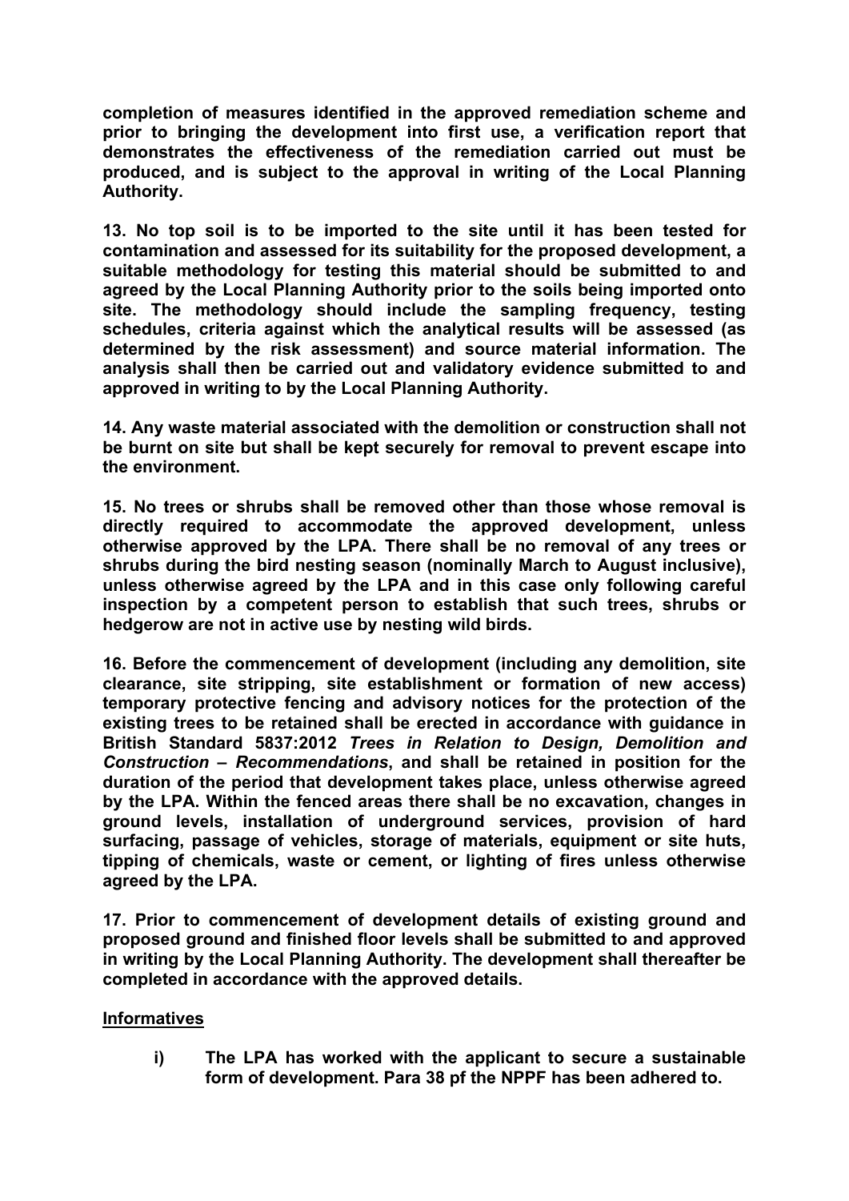**completion of measures identified in the approved remediation scheme and prior to bringing the development into first use, a verification report that demonstrates the effectiveness of the remediation carried out must be produced, and is subject to the approval in writing of the Local Planning Authority.**

**13. No top soil is to be imported to the site until it has been tested for contamination and assessed for its suitability for the proposed development, a suitable methodology for testing this material should be submitted to and agreed by the Local Planning Authority prior to the soils being imported onto site. The methodology should include the sampling frequency, testing schedules, criteria against which the analytical results will be assessed (as determined by the risk assessment) and source material information. The analysis shall then be carried out and validatory evidence submitted to and approved in writing to by the Local Planning Authority.**

**14. Any waste material associated with the demolition or construction shall not be burnt on site but shall be kept securely for removal to prevent escape into the environment.**

**15. No trees or shrubs shall be removed other than those whose removal is directly required to accommodate the approved development, unless otherwise approved by the LPA. There shall be no removal of any trees or shrubs during the bird nesting season (nominally March to August inclusive), unless otherwise agreed by the LPA and in this case only following careful inspection by a competent person to establish that such trees, shrubs or hedgerow are not in active use by nesting wild birds.**

**16. Before the commencement of development (including any demolition, site clearance, site stripping, site establishment or formation of new access) temporary protective fencing and advisory notices for the protection of the existing trees to be retained shall be erected in accordance with guidance in British Standard 5837:2012 *Trees in Relation to Design, Demolition and Construction – Recommendations*, and shall be retained in position for the duration of the period that development takes place, unless otherwise agreed by the LPA. Within the fenced areas there shall be no excavation, changes in ground levels, installation of underground services, provision of hard surfacing, passage of vehicles, storage of materials, equipment or site huts, tipping of chemicals, waste or cement, or lighting of fires unless otherwise agreed by the LPA.**

**17. Prior to commencement of development details of existing ground and proposed ground and finished floor levels shall be submitted to and approved in writing by the Local Planning Authority. The development shall thereafter be completed in accordance with the approved details.**

**Informatives**

**i) The LPA has worked with the applicant to secure a sustainable form of development. Para 38 pf the NPPF has been adhered to.**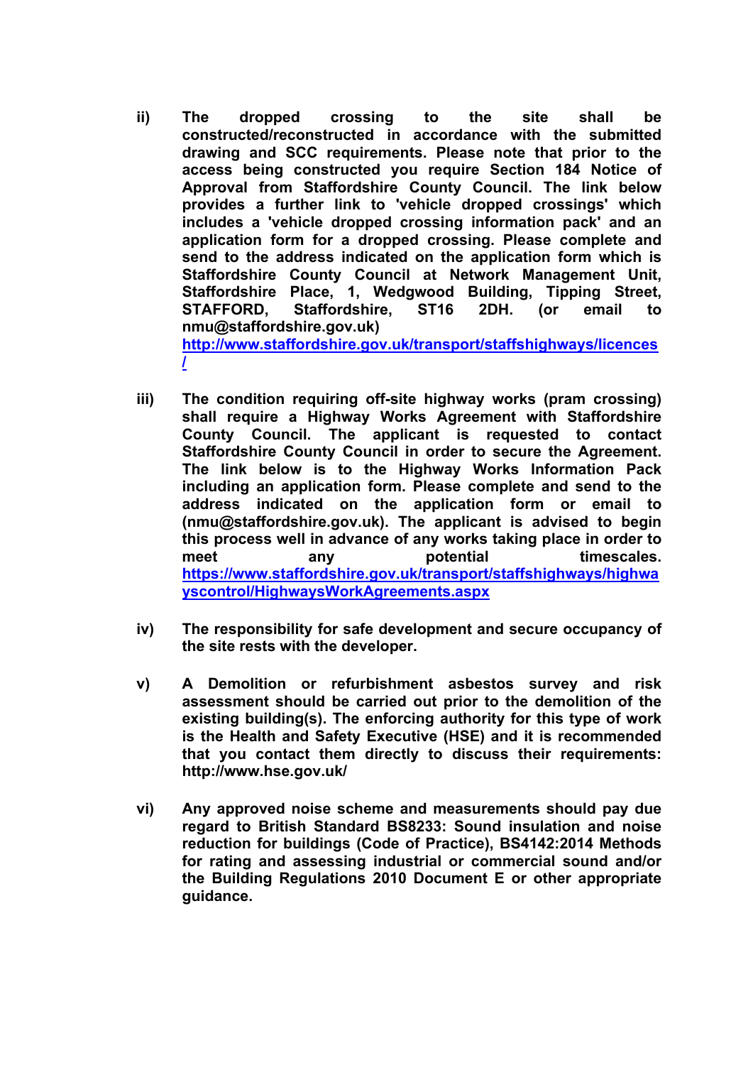ii) **The dropped crossing to the site shall be constructed/reconstructed in accordance with the submitted drawing and SCC requirements. Please note that prior to the access being constructed you require Section 184 Notice of Approval from Staffordshire County Council. The link below provides a further link to 'vehicle dropped crossings' which includes a 'vehicle dropped crossing information pack' and an application form for a dropped crossing. Please complete and send to the address indicated on the application form which is Staffordshire County Council at Network Management Unit, Staffordshire Place, 1, Wedgwood Building, Tipping Street, STAFFORD, Staffordshire, ST16 2DH. (or email to nmu@staffordshire.gov.uk)**
**http://www.staffordshire.gov.uk/transport/staffshighways/licences/**

iii) **The condition requiring off-site highway works (pram crossing) shall require a Highway Works Agreement with Staffordshire County Council. The applicant is requested to contact Staffordshire County Council in order to secure the Agreement. The link below is to the Highway Works Information Pack including an application form. Please complete and send to the address indicated on the application form or email to (nmu@staffordshire.gov.uk). The applicant is advised to begin this process well in advance of any works taking place in order to meet any potential timescales.**
**https://www.staffordshire.gov.uk/transport/staffshighways/highwayscontrol/HighwaysWorkAgreements.aspx**

iv) **The responsibility for safe development and secure occupancy of the site rests with the developer.**

v) **A Demolition or refurbishment asbestos survey and risk assessment should be carried out prior to the demolition of the existing building(s). The enforcing authority for this type of work is the Health and Safety Executive (HSE) and it is recommended that you contact them directly to discuss their requirements: http://www.hse.gov.uk/**

vi) **Any approved noise scheme and measurements should pay due regard to British Standard BS8233: Sound insulation and noise reduction for buildings (Code of Practice), BS4142:2014 Methods for rating and assessing industrial or commercial sound and/or the Building Regulations 2010 Document E or other appropriate guidance.**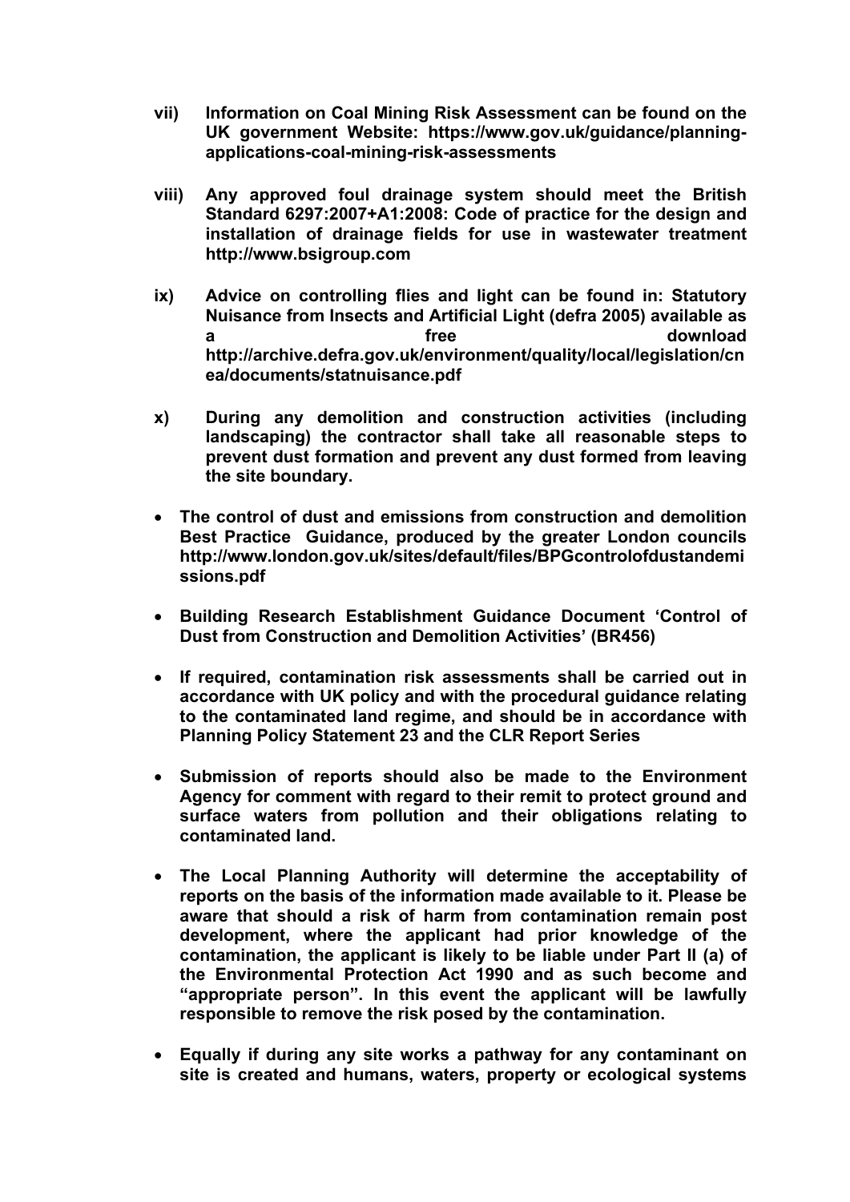**vii) Information on Coal Mining Risk Assessment can be found on the UK government Website: https://www.gov.uk/guidance/planning-applications-coal-mining-risk-assessments**

**viii) Any approved foul drainage system should meet the British Standard 6297:2007+A1:2008: Code of practice for the design and installation of drainage fields for use in wastewater treatment http://www.bsigroup.com**

**ix) Advice on controlling flies and light can be found in: Statutory Nuisance from Insects and Artificial Light (defra 2005) available as a free download http://archive.defra.gov.uk/environment/quality/local/legislation/cnea/documents/statnuisance.pdf**

**x) During any demolition and construction activities (including landscaping) the contractor shall take all reasonable steps to prevent dust formation and prevent any dust formed from leaving the site boundary.**

- **The control of dust and emissions from construction and demolition Best Practice Guidance, produced by the greater London councils http://www.london.gov.uk/sites/default/files/BPGcontrolofdustandemissions.pdf**

- **Building Research Establishment Guidance Document 'Control of Dust from Construction and Demolition Activities' (BR456)**

- **If required, contamination risk assessments shall be carried out in accordance with UK policy and with the procedural guidance relating to the contaminated land regime, and should be in accordance with Planning Policy Statement 23 and the CLR Report Series**

- **Submission of reports should also be made to the Environment Agency for comment with regard to their remit to protect ground and surface waters from pollution and their obligations relating to contaminated land.**

- **The Local Planning Authority will determine the acceptability of reports on the basis of the information made available to it. Please be aware that should a risk of harm from contamination remain post development, where the applicant had prior knowledge of the contamination, the applicant is likely to be liable under Part II (a) of the Environmental Protection Act 1990 and as such become and "appropriate person". In this event the applicant will be lawfully responsible to remove the risk posed by the contamination.**

- **Equally if during any site works a pathway for any contaminant on site is created and humans, waters, property or ecological systems**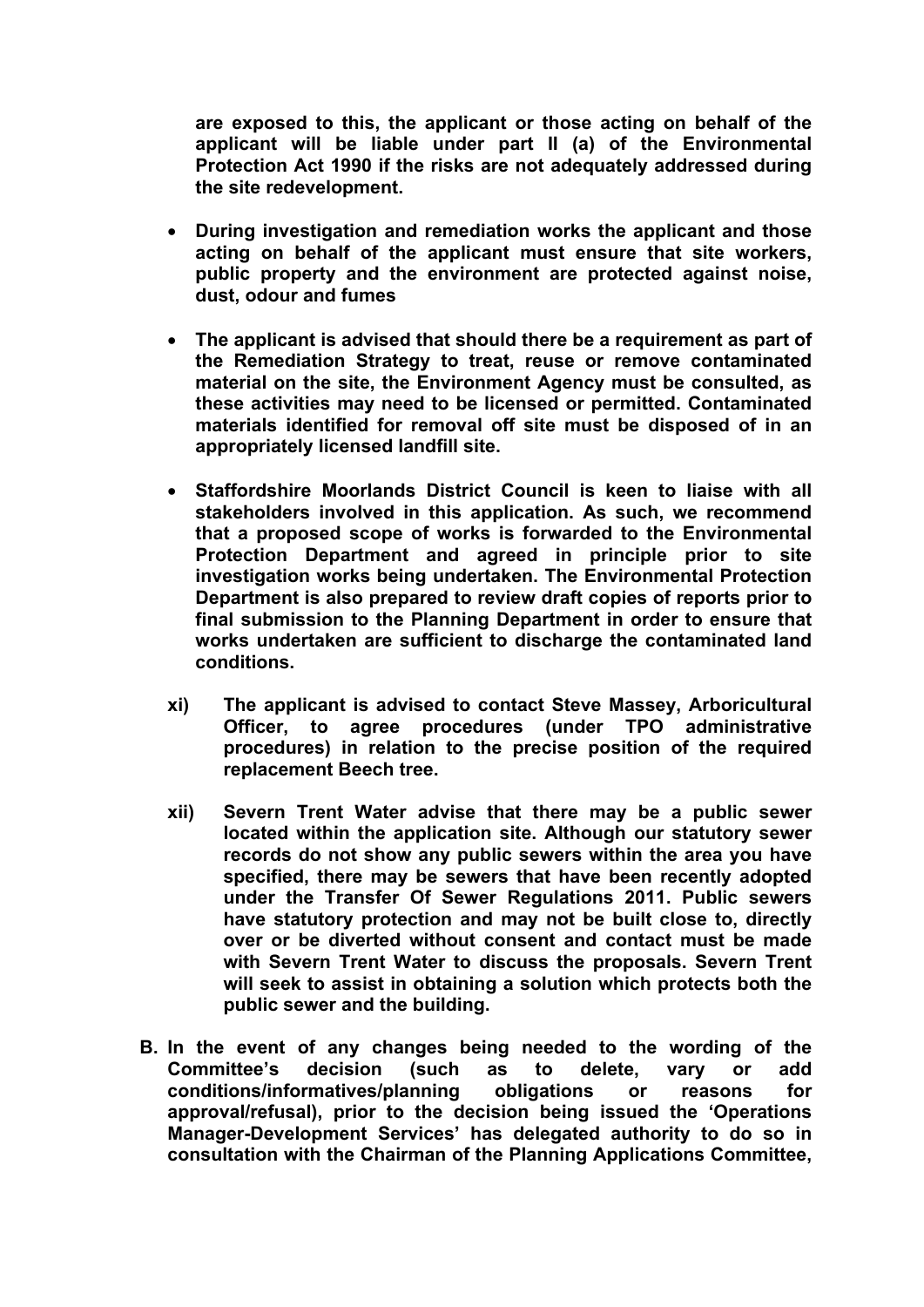**are exposed to this, the applicant or those acting on behalf of the applicant will be liable under part II (a) of the Environmental Protection Act 1990 if the risks are not adequately addressed during the site redevelopment.**

- **During investigation and remediation works the applicant and those acting on behalf of the applicant must ensure that site workers, public property and the environment are protected against noise, dust, odour and fumes**

- **The applicant is advised that should there be a requirement as part of the Remediation Strategy to treat, reuse or remove contaminated material on the site, the Environment Agency must be consulted, as these activities may need to be licensed or permitted. Contaminated materials identified for removal off site must be disposed of in an appropriately licensed landfill site.**

- **Staffordshire Moorlands District Council is keen to liaise with all stakeholders involved in this application. As such, we recommend that a proposed scope of works is forwarded to the Environmental Protection Department and agreed in principle prior to site investigation works being undertaken. The Environmental Protection Department is also prepared to review draft copies of reports prior to final submission to the Planning Department in order to ensure that works undertaken are sufficient to discharge the contaminated land conditions.**

**xi) The applicant is advised to contact Steve Massey, Arboricultural Officer, to agree procedures (under TPO administrative procedures) in relation to the precise position of the required replacement Beech tree.**

**xii) Severn Trent Water advise that there may be a public sewer located within the application site. Although our statutory sewer records do not show any public sewers within the area you have specified, there may be sewers that have been recently adopted under the Transfer Of Sewer Regulations 2011. Public sewers have statutory protection and may not be built close to, directly over or be diverted without consent and contact must be made with Severn Trent Water to discuss the proposals. Severn Trent will seek to assist in obtaining a solution which protects both the public sewer and the building.**

**B. In the event of any changes being needed to the wording of the Committee's decision (such as to delete, vary or add conditions/informatives/planning obligations or reasons for approval/refusal), prior to the decision being issued the 'Operations Manager-Development Services' has delegated authority to do so in consultation with the Chairman of the Planning Applications Committee,**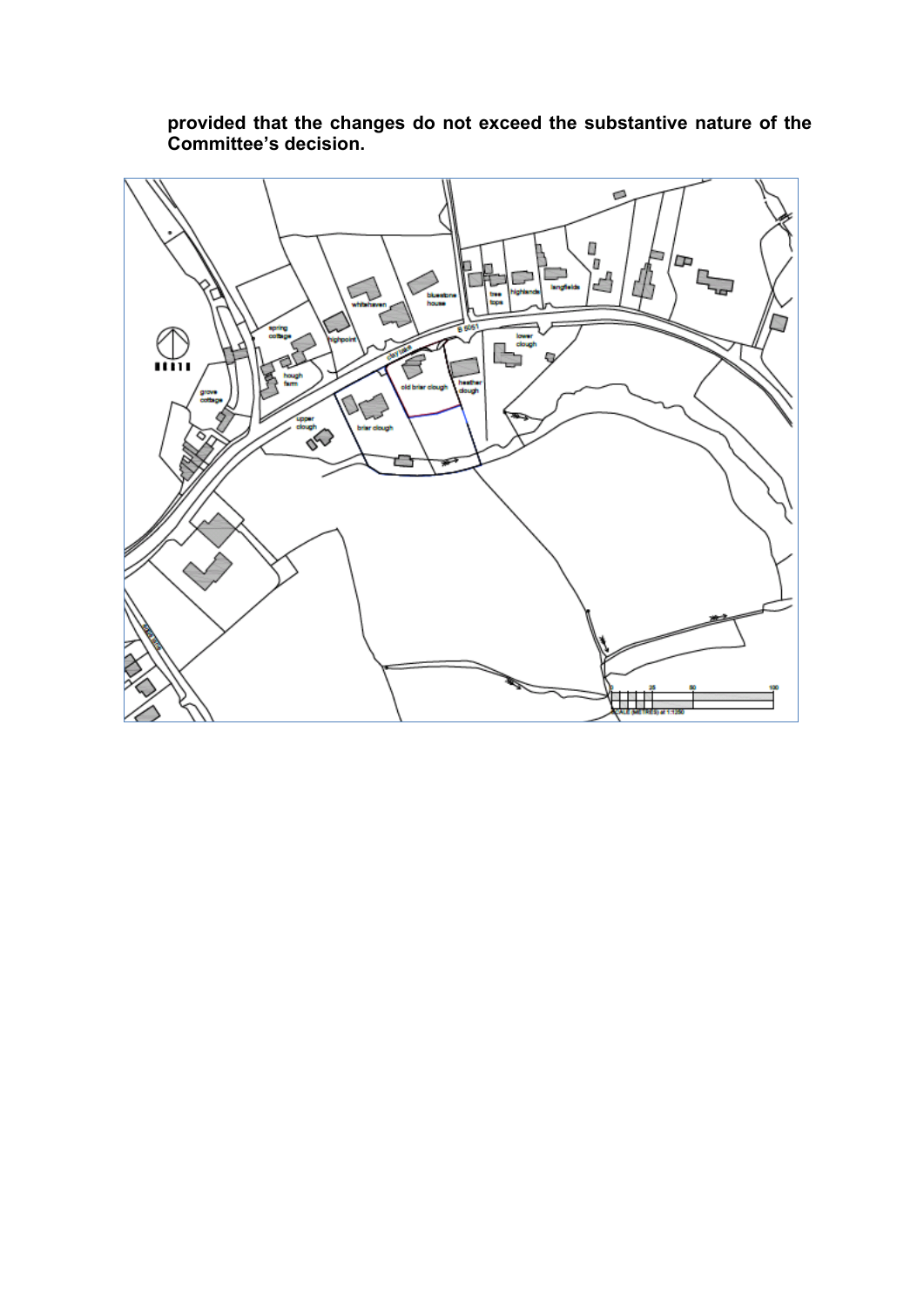**provided that the changes do not exceed the substantive nature of the Committee's decision.**

spring cottage
highpoint
whitehaven
bluestone house
tree tops
highlands
langfields
B 6051
clay lane
lower clough
hough farm
grove cottage
old briar clough
heather clough
upper clough
briar clough
0
25
50
100
SCALE (METRES) at 1:1250